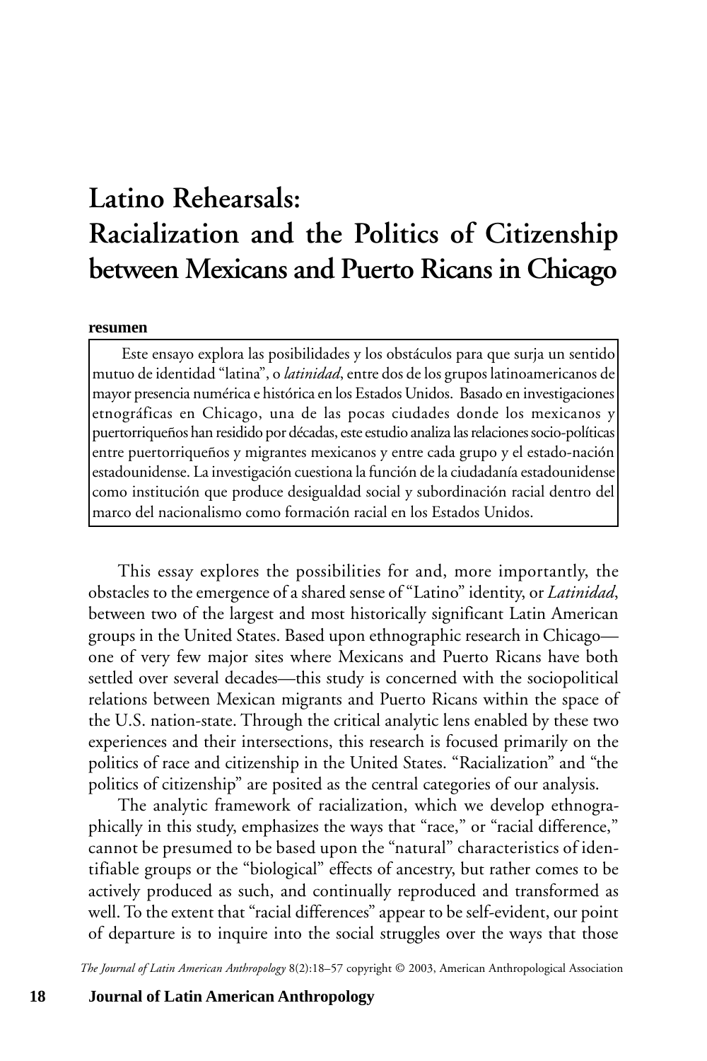# Latino Rehearsals: Racialization and the Politics of Citizenship between Mexicans and Puerto Ricans in Chicago

**resumen**

Este ensayo explora las posibilidades y los obstáculos para que surja un sentido mutuo de identidad "latina", o *latinidad*, entre dos de los grupos latinoamericanos de mayor presencia numérica e histórica en los Estados Unidos. Basado en investigaciones etnográficas en Chicago, una de las pocas ciudades donde los mexicanos y puertorriqueños han residido por décadas, este estudio analiza las relaciones socio-políticas entre puertorriqueños y migrantes mexicanos y entre cada grupo y el estado-nación estadounidense. La investigación cuestiona la función de la ciudadanía estadounidense como institución que produce desigualdad social y subordinación racial dentro del marco del nacionalismo como formación racial en los Estados Unidos.

This essay explores the possibilities for and, more importantly, the obstacles to the emergence of a shared sense of "Latino" identity, or *Latinidad*, between two of the largest and most historically significant Latin American groups in the United States. Based upon ethnographic research in Chicago—one of very few major sites where Mexicans and Puerto Ricans have both settled over several decades—this study is concerned with the sociopolitical relations between Mexican migrants and Puerto Ricans within the space of the U.S. nation-state. Through the critical analytic lens enabled by these two experiences and their intersections, this research is focused primarily on the politics of race and citizenship in the United States. "Racialization" and "the politics of citizenship" are posited as the central categories of our analysis.

The analytic framework of racialization, which we develop ethnographically in this study, emphasizes the ways that "race," or "racial difference," cannot be presumed to be based upon the "natural" characteristics of identifiable groups or the "biological" effects of ancestry, but rather comes to be actively produced as such, and continually reproduced and transformed as well. To the extent that "racial differences" appear to be self-evident, our point of departure is to inquire into the social struggles over the ways that those

*The Journal of Latin American Anthropology* 8(2):18–57 copyright © 2003, American Anthropological Association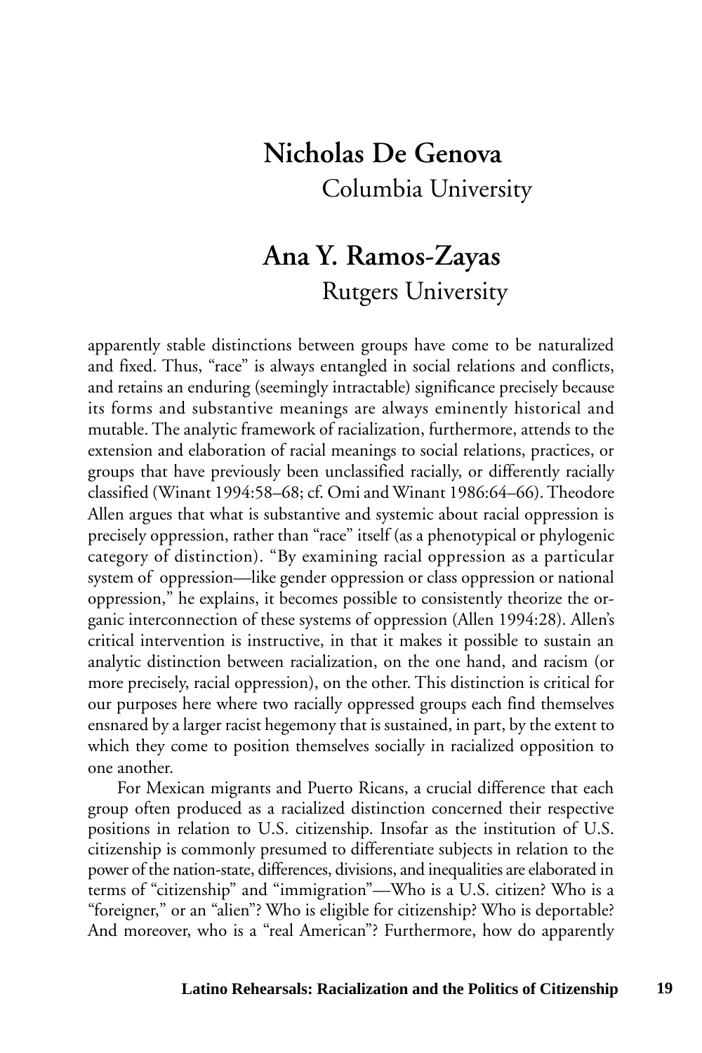**Nicholas De Genova**
Columbia University

**Ana Y. Ramos-Zayas**
Rutgers University

apparently stable distinctions between groups have come to be naturalized and fixed. Thus, "race" is always entangled in social relations and conflicts, and retains an enduring (seemingly intractable) significance precisely because its forms and substantive meanings are always eminently historical and mutable. The analytic framework of racialization, furthermore, attends to the extension and elaboration of racial meanings to social relations, practices, or groups that have previously been unclassified racially, or differently racially classified (Winant 1994:58–68; cf. Omi and Winant 1986:64–66). Theodore Allen argues that what is substantive and systemic about racial oppression is precisely oppression, rather than "race" itself (as a phenotypical or phylogenic category of distinction). "By examining racial oppression as a particular system of oppression—like gender oppression or class oppression or national oppression," he explains, it becomes possible to consistently theorize the organic interconnection of these systems of oppression (Allen 1994:28). Allen's critical intervention is instructive, in that it makes it possible to sustain an analytic distinction between racialization, on the one hand, and racism (or more precisely, racial oppression), on the other. This distinction is critical for our purposes here where two racially oppressed groups each find themselves ensnared by a larger racist hegemony that is sustained, in part, by the extent to which they come to position themselves socially in racialized opposition to one another.

For Mexican migrants and Puerto Ricans, a crucial difference that each group often produced as a racialized distinction concerned their respective positions in relation to U.S. citizenship. Insofar as the institution of U.S. citizenship is commonly presumed to differentiate subjects in relation to the power of the nation-state, differences, divisions, and inequalities are elaborated in terms of "citizenship" and "immigration"—Who is a U.S. citizen? Who is a "foreigner," or an "alien"? Who is eligible for citizenship? Who is deportable? And moreover, who is a "real American"? Furthermore, how do apparently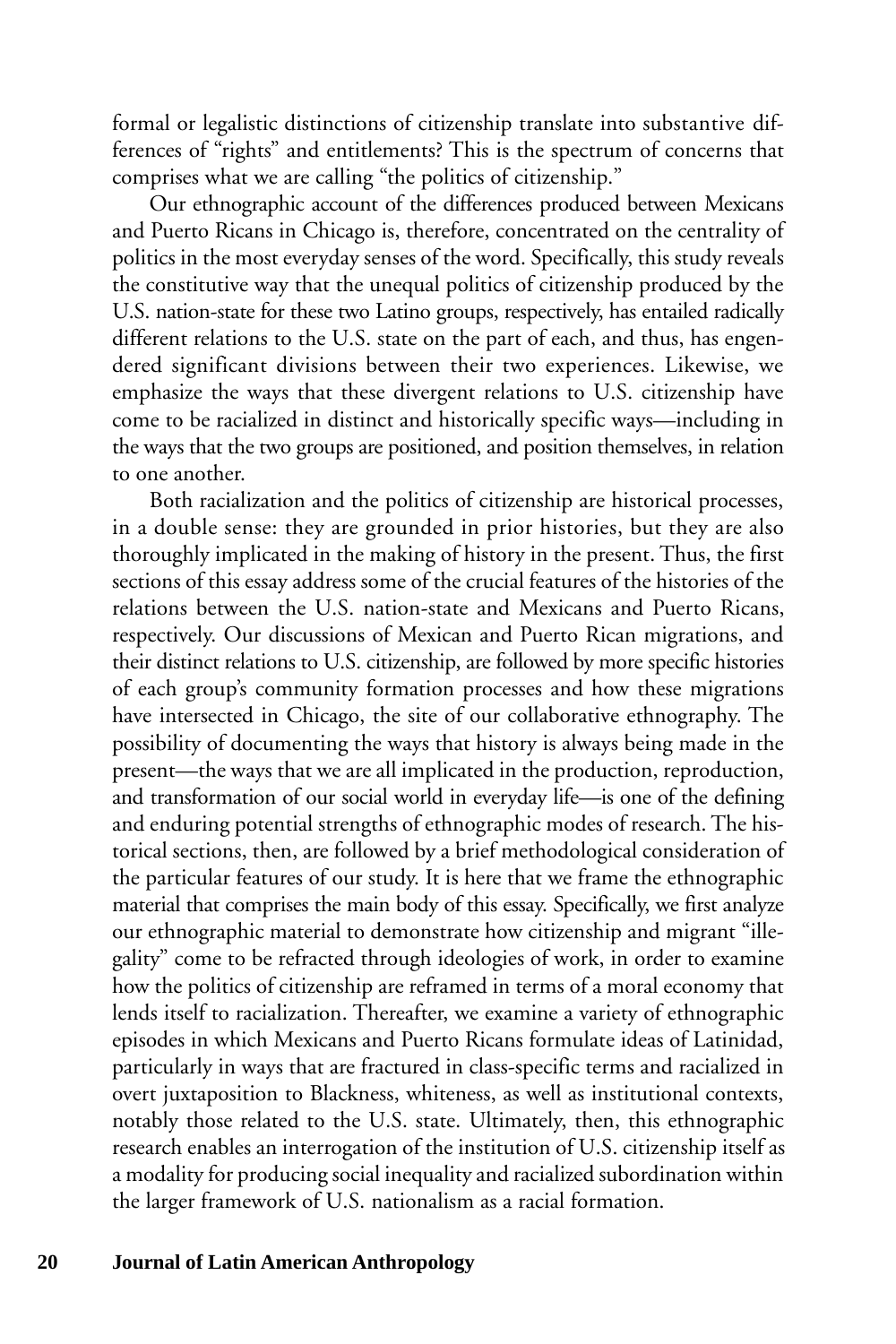formal or legalistic distinctions of citizenship translate into substantive differences of "rights" and entitlements? This is the spectrum of concerns that comprises what we are calling "the politics of citizenship."

Our ethnographic account of the differences produced between Mexicans and Puerto Ricans in Chicago is, therefore, concentrated on the centrality of politics in the most everyday senses of the word. Specifically, this study reveals the constitutive way that the unequal politics of citizenship produced by the U.S. nation-state for these two Latino groups, respectively, has entailed radically different relations to the U.S. state on the part of each, and thus, has engendered significant divisions between their two experiences. Likewise, we emphasize the ways that these divergent relations to U.S. citizenship have come to be racialized in distinct and historically specific ways—including in the ways that the two groups are positioned, and position themselves, in relation to one another.

Both racialization and the politics of citizenship are historical processes, in a double sense: they are grounded in prior histories, but they are also thoroughly implicated in the making of history in the present. Thus, the first sections of this essay address some of the crucial features of the histories of the relations between the U.S. nation-state and Mexicans and Puerto Ricans, respectively. Our discussions of Mexican and Puerto Rican migrations, and their distinct relations to U.S. citizenship, are followed by more specific histories of each group's community formation processes and how these migrations have intersected in Chicago, the site of our collaborative ethnography. The possibility of documenting the ways that history is always being made in the present—the ways that we are all implicated in the production, reproduction, and transformation of our social world in everyday life—is one of the defining and enduring potential strengths of ethnographic modes of research. The historical sections, then, are followed by a brief methodological consideration of the particular features of our study. It is here that we frame the ethnographic material that comprises the main body of this essay. Specifically, we first analyze our ethnographic material to demonstrate how citizenship and migrant "illegality" come to be refracted through ideologies of work, in order to examine how the politics of citizenship are reframed in terms of a moral economy that lends itself to racialization. Thereafter, we examine a variety of ethnographic episodes in which Mexicans and Puerto Ricans formulate ideas of Latinidad, particularly in ways that are fractured in class-specific terms and racialized in overt juxtaposition to Blackness, whiteness, as well as institutional contexts, notably those related to the U.S. state. Ultimately, then, this ethnographic research enables an interrogation of the institution of U.S. citizenship itself as a modality for producing social inequality and racialized subordination within the larger framework of U.S. nationalism as a racial formation.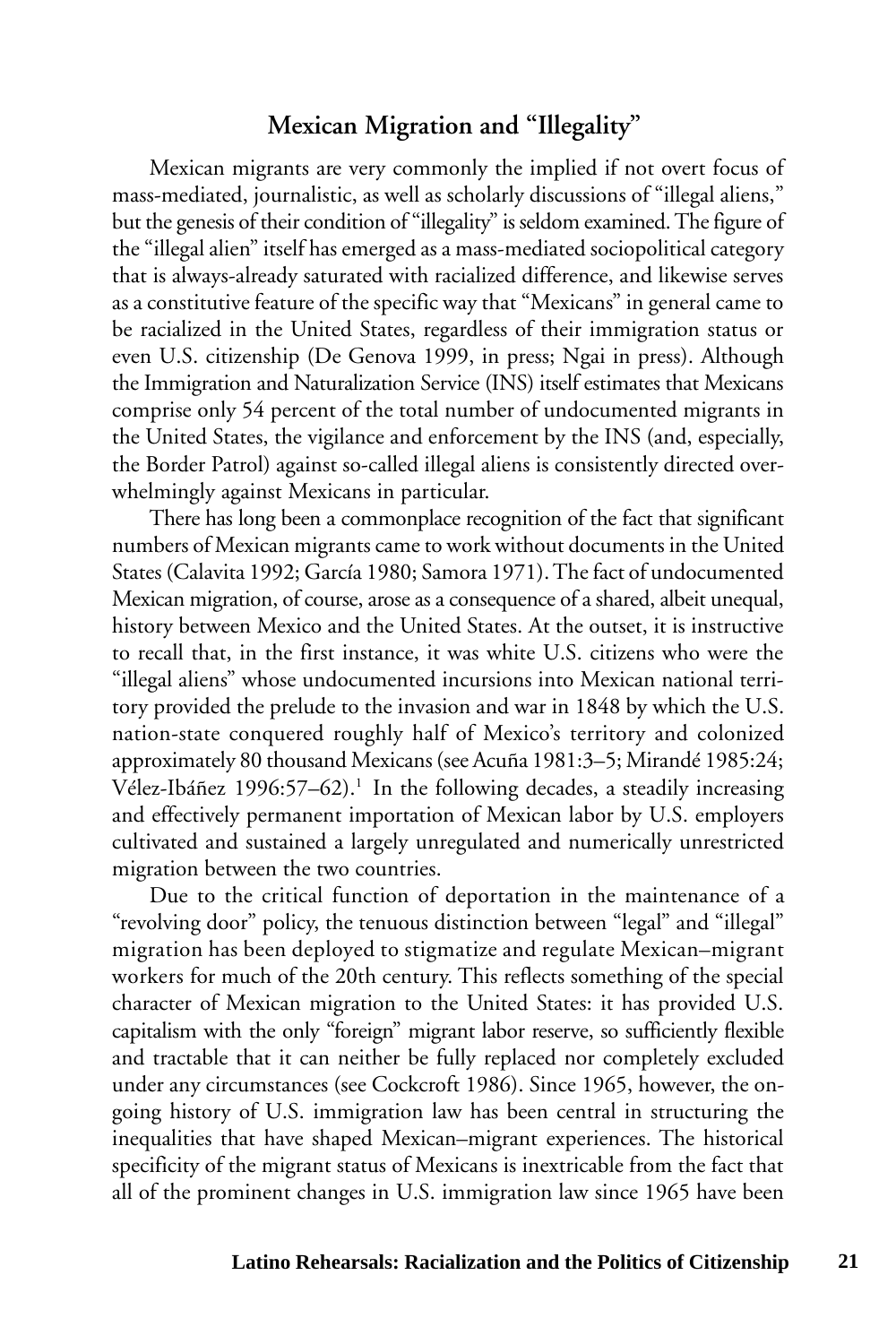## Mexican Migration and "Illegality"

Mexican migrants are very commonly the implied if not overt focus of mass-mediated, journalistic, as well as scholarly discussions of "illegal aliens," but the genesis of their condition of "illegality" is seldom examined. The figure of the "illegal alien" itself has emerged as a mass-mediated sociopolitical category that is always-already saturated with racialized difference, and likewise serves as a constitutive feature of the specific way that "Mexicans" in general came to be racialized in the United States, regardless of their immigration status or even U.S. citizenship (De Genova 1999, in press; Ngai in press). Although the Immigration and Naturalization Service (INS) itself estimates that Mexicans comprise only 54 percent of the total number of undocumented migrants in the United States, the vigilance and enforcement by the INS (and, especially, the Border Patrol) against so-called illegal aliens is consistently directed overwhelmingly against Mexicans in particular.

There has long been a commonplace recognition of the fact that significant numbers of Mexican migrants came to work without documents in the United States (Calavita 1992; García 1980; Samora 1971). The fact of undocumented Mexican migration, of course, arose as a consequence of a shared, albeit unequal, history between Mexico and the United States. At the outset, it is instructive to recall that, in the first instance, it was white U.S. citizens who were the "illegal aliens" whose undocumented incursions into Mexican national territory provided the prelude to the invasion and war in 1848 by which the U.S. nation-state conquered roughly half of Mexico's territory and colonized approximately 80 thousand Mexicans (see Acuña 1981:3–5; Mirandé 1985:24; Vélez-Ibáñez 1996:57–62).[1] In the following decades, a steadily increasing and effectively permanent importation of Mexican labor by U.S. employers cultivated and sustained a largely unregulated and numerically unrestricted migration between the two countries.

Due to the critical function of deportation in the maintenance of a "revolving door" policy, the tenuous distinction between "legal" and "illegal" migration has been deployed to stigmatize and regulate Mexican–migrant workers for much of the 20th century. This reflects something of the special character of Mexican migration to the United States: it has provided U.S. capitalism with the only "foreign" migrant labor reserve, so sufficiently flexible and tractable that it can neither be fully replaced nor completely excluded under any circumstances (see Cockcroft 1986). Since 1965, however, the ongoing history of U.S. immigration law has been central in structuring the inequalities that have shaped Mexican–migrant experiences. The historical specificity of the migrant status of Mexicans is inextricable from the fact that all of the prominent changes in U.S. immigration law since 1965 have been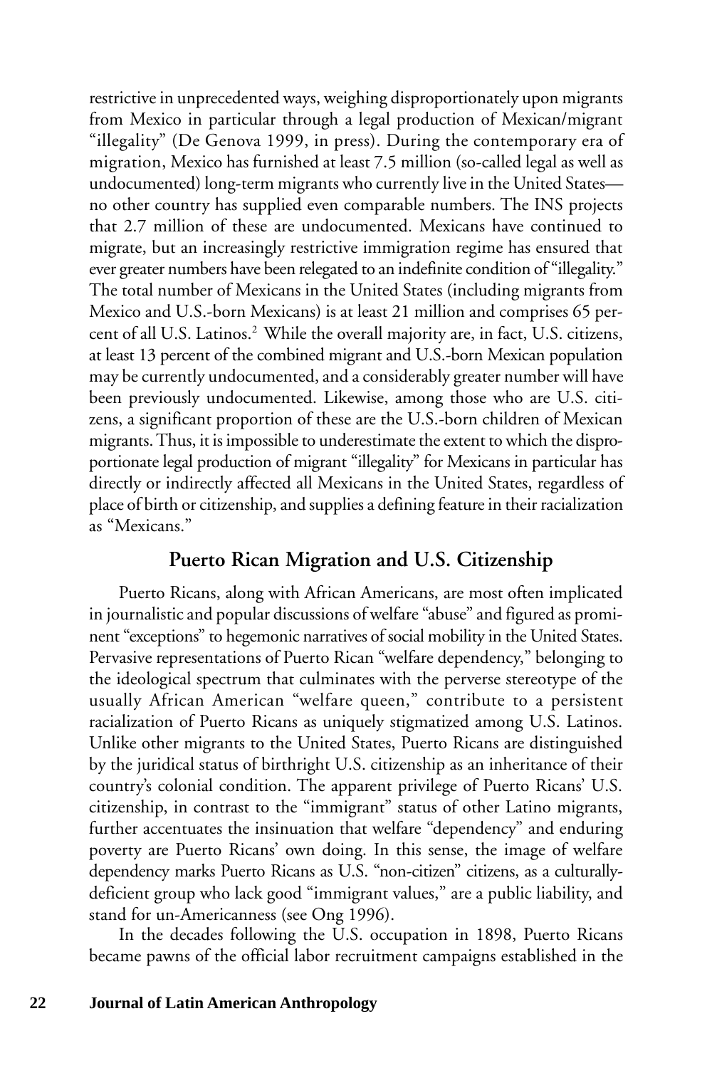restrictive in unprecedented ways, weighing disproportionately upon migrants from Mexico in particular through a legal production of Mexican/migrant "illegality" (De Genova 1999, in press). During the contemporary era of migration, Mexico has furnished at least 7.5 million (so-called legal as well as undocumented) long-term migrants who currently live in the United States—no other country has supplied even comparable numbers. The INS projects that 2.7 million of these are undocumented. Mexicans have continued to migrate, but an increasingly restrictive immigration regime has ensured that ever greater numbers have been relegated to an indefinite condition of "illegality." The total number of Mexicans in the United States (including migrants from Mexico and U.S.-born Mexicans) is at least 21 million and comprises 65 percent of all U.S. Latinos.[2] While the overall majority are, in fact, U.S. citizens, at least 13 percent of the combined migrant and U.S.-born Mexican population may be currently undocumented, and a considerably greater number will have been previously undocumented. Likewise, among those who are U.S. citizens, a significant proportion of these are the U.S.-born children of Mexican migrants. Thus, it is impossible to underestimate the extent to which the disproportionate legal production of migrant "illegality" for Mexicans in particular has directly or indirectly affected all Mexicans in the United States, regardless of place of birth or citizenship, and supplies a defining feature in their racialization as "Mexicans."

## Puerto Rican Migration and U.S. Citizenship

Puerto Ricans, along with African Americans, are most often implicated in journalistic and popular discussions of welfare "abuse" and figured as prominent "exceptions" to hegemonic narratives of social mobility in the United States. Pervasive representations of Puerto Rican "welfare dependency," belonging to the ideological spectrum that culminates with the perverse stereotype of the usually African American "welfare queen," contribute to a persistent racialization of Puerto Ricans as uniquely stigmatized among U.S. Latinos. Unlike other migrants to the United States, Puerto Ricans are distinguished by the juridical status of birthright U.S. citizenship as an inheritance of their country's colonial condition. The apparent privilege of Puerto Ricans' U.S. citizenship, in contrast to the "immigrant" status of other Latino migrants, further accentuates the insinuation that welfare "dependency" and enduring poverty are Puerto Ricans' own doing. In this sense, the image of welfare dependency marks Puerto Ricans as U.S. "non-citizen" citizens, as a culturally-deficient group who lack good "immigrant values," are a public liability, and stand for un-Americanness (see Ong 1996).

In the decades following the U.S. occupation in 1898, Puerto Ricans became pawns of the official labor recruitment campaigns established in the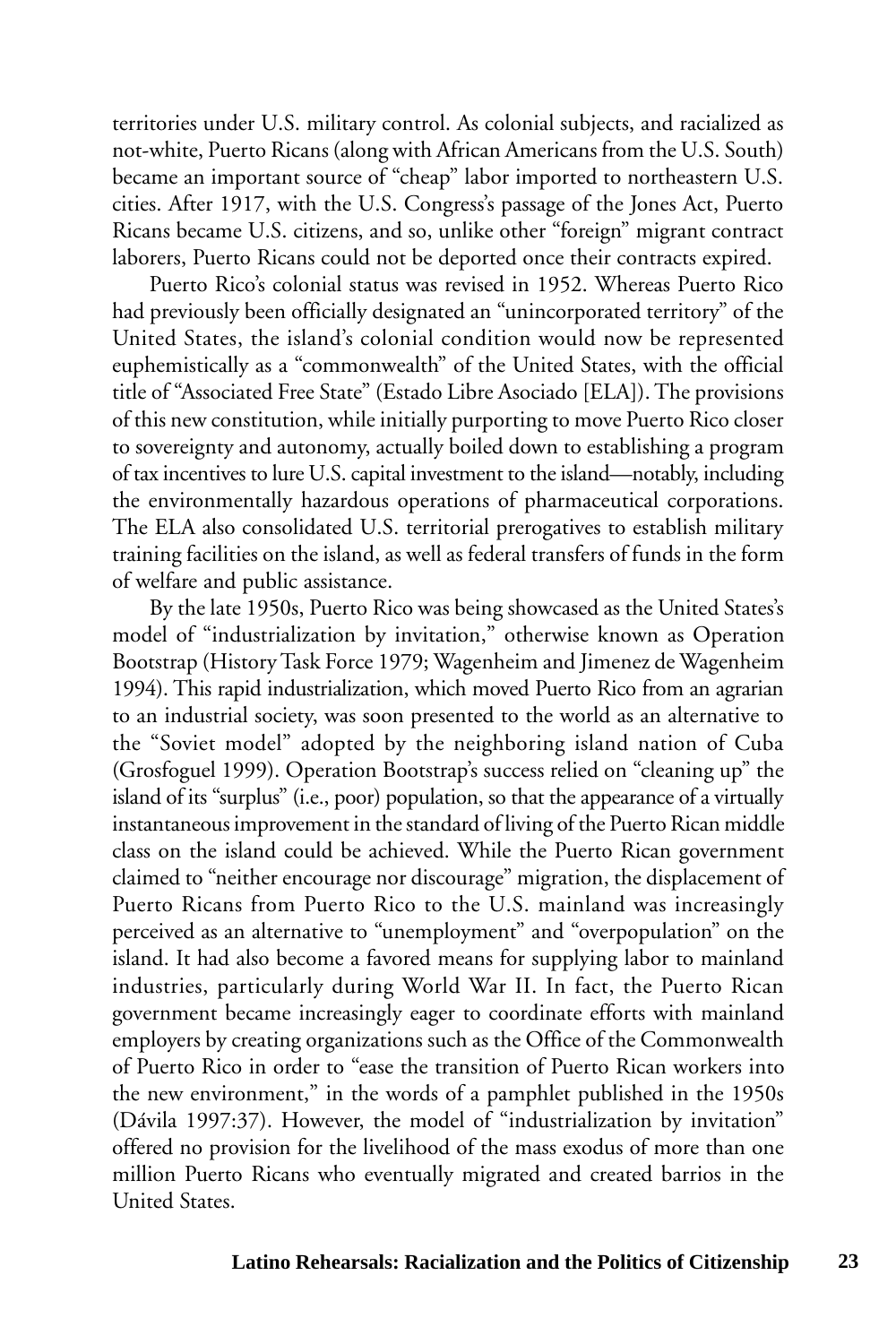territories under U.S. military control. As colonial subjects, and racialized as not-white, Puerto Ricans (along with African Americans from the U.S. South) became an important source of "cheap" labor imported to northeastern U.S. cities. After 1917, with the U.S. Congress's passage of the Jones Act, Puerto Ricans became U.S. citizens, and so, unlike other "foreign" migrant contract laborers, Puerto Ricans could not be deported once their contracts expired.

Puerto Rico's colonial status was revised in 1952. Whereas Puerto Rico had previously been officially designated an "unincorporated territory" of the United States, the island's colonial condition would now be represented euphemistically as a "commonwealth" of the United States, with the official title of "Associated Free State" (Estado Libre Asociado [ELA]). The provisions of this new constitution, while initially purporting to move Puerto Rico closer to sovereignty and autonomy, actually boiled down to establishing a program of tax incentives to lure U.S. capital investment to the island—notably, including the environmentally hazardous operations of pharmaceutical corporations. The ELA also consolidated U.S. territorial prerogatives to establish military training facilities on the island, as well as federal transfers of funds in the form of welfare and public assistance.

By the late 1950s, Puerto Rico was being showcased as the United States's model of "industrialization by invitation," otherwise known as Operation Bootstrap (History Task Force 1979; Wagenheim and Jimenez de Wagenheim 1994). This rapid industrialization, which moved Puerto Rico from an agrarian to an industrial society, was soon presented to the world as an alternative to the "Soviet model" adopted by the neighboring island nation of Cuba (Grosfoguel 1999). Operation Bootstrap's success relied on "cleaning up" the island of its "surplus" (i.e., poor) population, so that the appearance of a virtually instantaneous improvement in the standard of living of the Puerto Rican middle class on the island could be achieved. While the Puerto Rican government claimed to "neither encourage nor discourage" migration, the displacement of Puerto Ricans from Puerto Rico to the U.S. mainland was increasingly perceived as an alternative to "unemployment" and "overpopulation" on the island. It had also become a favored means for supplying labor to mainland industries, particularly during World War II. In fact, the Puerto Rican government became increasingly eager to coordinate efforts with mainland employers by creating organizations such as the Office of the Commonwealth of Puerto Rico in order to "ease the transition of Puerto Rican workers into the new environment," in the words of a pamphlet published in the 1950s (Dávila 1997:37). However, the model of "industrialization by invitation" offered no provision for the livelihood of the mass exodus of more than one million Puerto Ricans who eventually migrated and created barrios in the United States.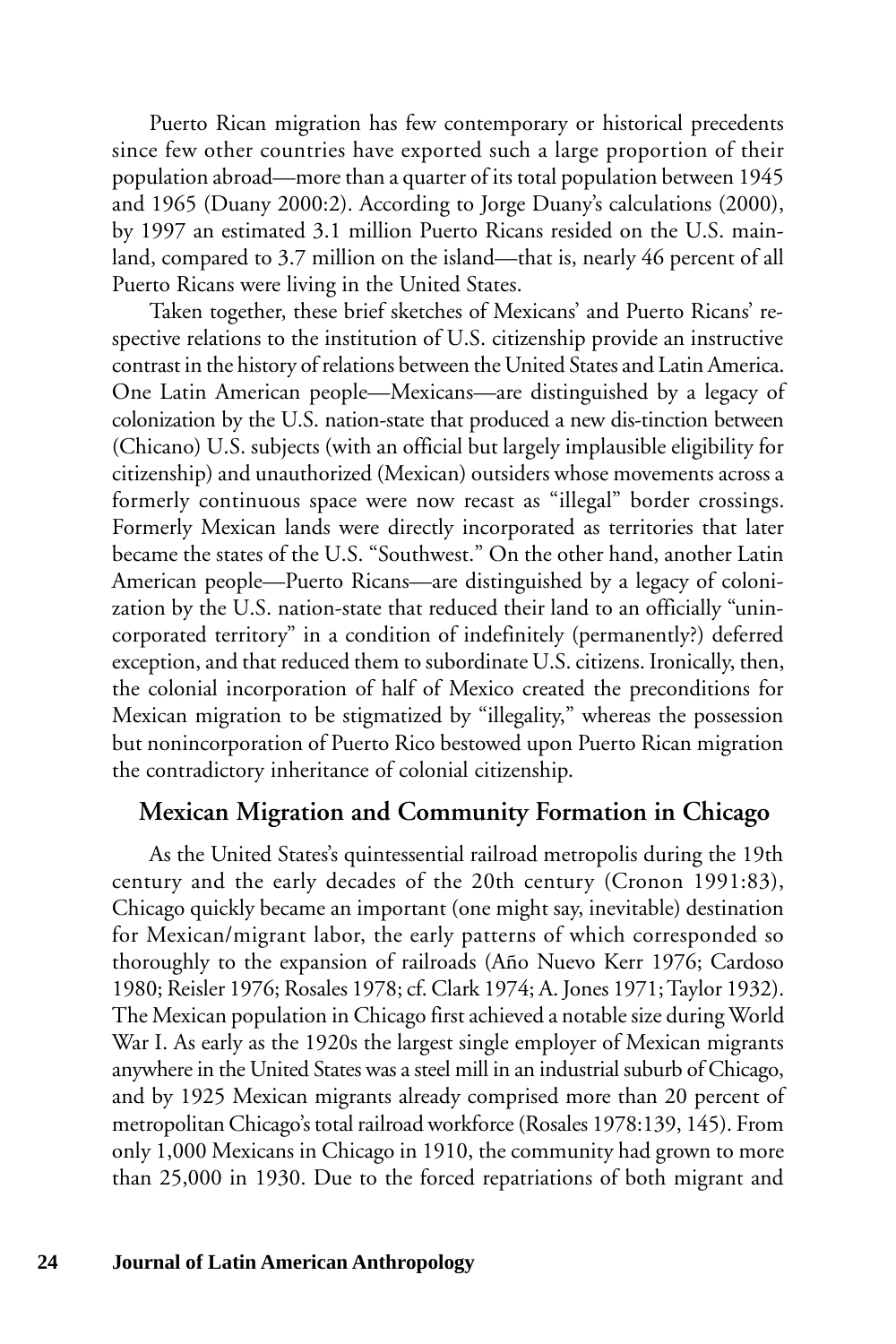Puerto Rican migration has few contemporary or historical precedents since few other countries have exported such a large proportion of their population abroad—more than a quarter of its total population between 1945 and 1965 (Duany 2000:2). According to Jorge Duany's calculations (2000), by 1997 an estimated 3.1 million Puerto Ricans resided on the U.S. mainland, compared to 3.7 million on the island—that is, nearly 46 percent of all Puerto Ricans were living in the United States.

Taken together, these brief sketches of Mexicans' and Puerto Ricans' respective relations to the institution of U.S. citizenship provide an instructive contrast in the history of relations between the United States and Latin America. One Latin American people—Mexicans—are distinguished by a legacy of colonization by the U.S. nation-state that produced a new dis-tinction between (Chicano) U.S. subjects (with an official but largely implausible eligibility for citizenship) and unauthorized (Mexican) outsiders whose movements across a formerly continuous space were now recast as "illegal" border crossings. Formerly Mexican lands were directly incorporated as territories that later became the states of the U.S. "Southwest." On the other hand, another Latin American people—Puerto Ricans—are distinguished by a legacy of colonization by the U.S. nation-state that reduced their land to an officially "unincorporated territory" in a condition of indefinitely (permanently?) deferred exception, and that reduced them to subordinate U.S. citizens. Ironically, then, the colonial incorporation of half of Mexico created the preconditions for Mexican migration to be stigmatized by "illegality," whereas the possession but nonincorporation of Puerto Rico bestowed upon Puerto Rican migration the contradictory inheritance of colonial citizenship.

## Mexican Migration and Community Formation in Chicago

As the United States's quintessential railroad metropolis during the 19th century and the early decades of the 20th century (Cronon 1991:83), Chicago quickly became an important (one might say, inevitable) destination for Mexican/migrant labor, the early patterns of which corresponded so thoroughly to the expansion of railroads (Año Nuevo Kerr 1976; Cardoso 1980; Reisler 1976; Rosales 1978; cf. Clark 1974; A. Jones 1971; Taylor 1932). The Mexican population in Chicago first achieved a notable size during World War I. As early as the 1920s the largest single employer of Mexican migrants anywhere in the United States was a steel mill in an industrial suburb of Chicago, and by 1925 Mexican migrants already comprised more than 20 percent of metropolitan Chicago's total railroad workforce (Rosales 1978:139, 145). From only 1,000 Mexicans in Chicago in 1910, the community had grown to more than 25,000 in 1930. Due to the forced repatriations of both migrant and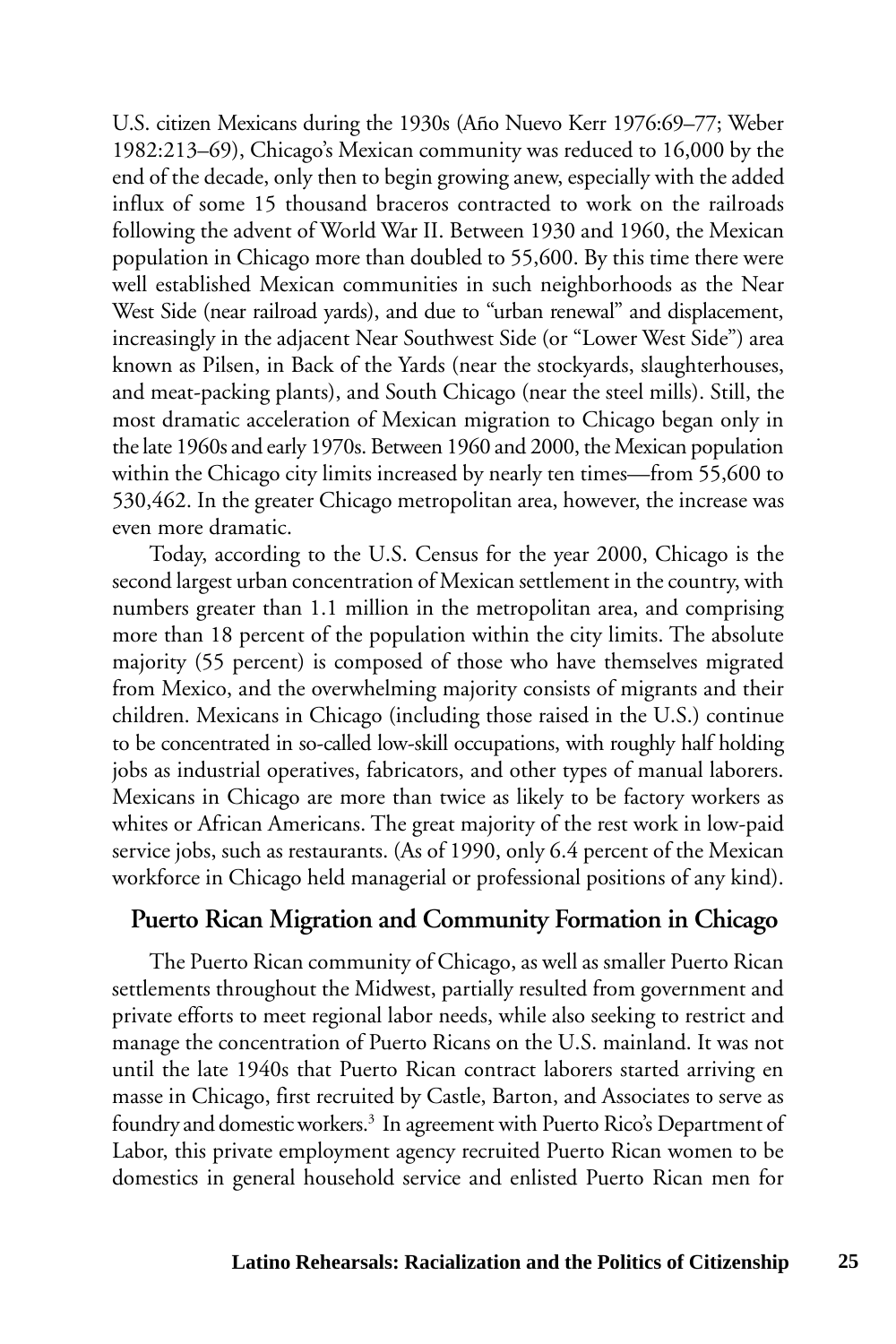U.S. citizen Mexicans during the 1930s (Año Nuevo Kerr 1976:69–77; Weber 1982:213–69), Chicago's Mexican community was reduced to 16,000 by the end of the decade, only then to begin growing anew, especially with the added influx of some 15 thousand braceros contracted to work on the railroads following the advent of World War II. Between 1930 and 1960, the Mexican population in Chicago more than doubled to 55,600. By this time there were well established Mexican communities in such neighborhoods as the Near West Side (near railroad yards), and due to "urban renewal" and displacement, increasingly in the adjacent Near Southwest Side (or "Lower West Side") area known as Pilsen, in Back of the Yards (near the stockyards, slaughterhouses, and meat-packing plants), and South Chicago (near the steel mills). Still, the most dramatic acceleration of Mexican migration to Chicago began only in the late 1960s and early 1970s. Between 1960 and 2000, the Mexican population within the Chicago city limits increased by nearly ten times—from 55,600 to 530,462. In the greater Chicago metropolitan area, however, the increase was even more dramatic.

Today, according to the U.S. Census for the year 2000, Chicago is the second largest urban concentration of Mexican settlement in the country, with numbers greater than 1.1 million in the metropolitan area, and comprising more than 18 percent of the population within the city limits. The absolute majority (55 percent) is composed of those who have themselves migrated from Mexico, and the overwhelming majority consists of migrants and their children. Mexicans in Chicago (including those raised in the U.S.) continue to be concentrated in so-called low-skill occupations, with roughly half holding jobs as industrial operatives, fabricators, and other types of manual laborers. Mexicans in Chicago are more than twice as likely to be factory workers as whites or African Americans. The great majority of the rest work in low-paid service jobs, such as restaurants. (As of 1990, only 6.4 percent of the Mexican workforce in Chicago held managerial or professional positions of any kind).

## Puerto Rican Migration and Community Formation in Chicago

The Puerto Rican community of Chicago, as well as smaller Puerto Rican settlements throughout the Midwest, partially resulted from government and private efforts to meet regional labor needs, while also seeking to restrict and manage the concentration of Puerto Ricans on the U.S. mainland. It was not until the late 1940s that Puerto Rican contract laborers started arriving en masse in Chicago, first recruited by Castle, Barton, and Associates to serve as foundry and domestic workers.[3] In agreement with Puerto Rico's Department of Labor, this private employment agency recruited Puerto Rican women to be domestics in general household service and enlisted Puerto Rican men for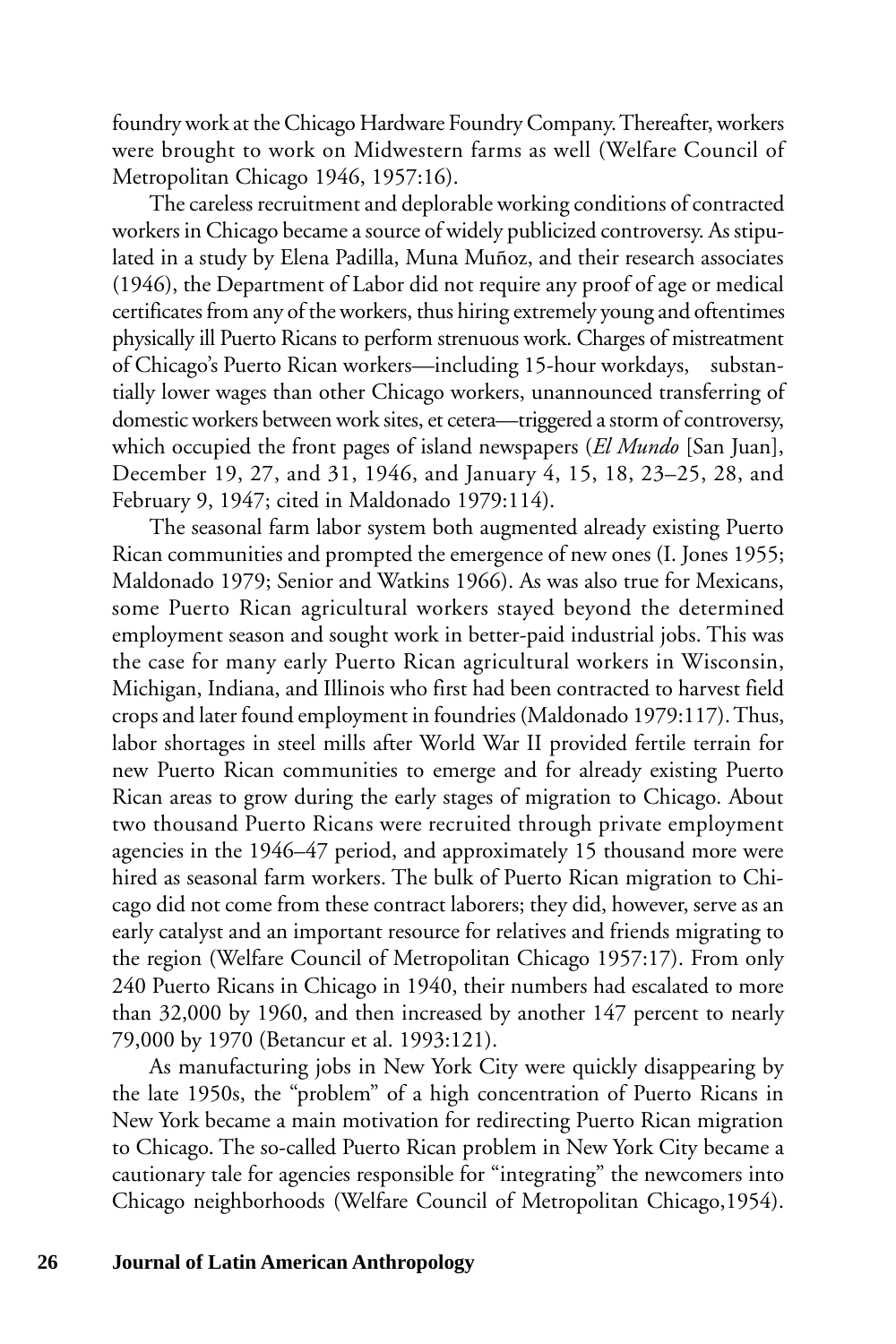foundry work at the Chicago Hardware Foundry Company. Thereafter, workers were brought to work on Midwestern farms as well (Welfare Council of Metropolitan Chicago 1946, 1957:16).

The careless recruitment and deplorable working conditions of contracted workers in Chicago became a source of widely publicized controversy. As stipulated in a study by Elena Padilla, Muna Muñoz, and their research associates (1946), the Department of Labor did not require any proof of age or medical certificates from any of the workers, thus hiring extremely young and oftentimes physically ill Puerto Ricans to perform strenuous work. Charges of mistreatment of Chicago's Puerto Rican workers—including 15-hour workdays, substantially lower wages than other Chicago workers, unannounced transferring of domestic workers between work sites, et cetera—triggered a storm of controversy, which occupied the front pages of island newspapers (*El Mundo* [San Juan], December 19, 27, and 31, 1946, and January 4, 15, 18, 23–25, 28, and February 9, 1947; cited in Maldonado 1979:114).

The seasonal farm labor system both augmented already existing Puerto Rican communities and prompted the emergence of new ones (I. Jones 1955; Maldonado 1979; Senior and Watkins 1966). As was also true for Mexicans, some Puerto Rican agricultural workers stayed beyond the determined employment season and sought work in better-paid industrial jobs. This was the case for many early Puerto Rican agricultural workers in Wisconsin, Michigan, Indiana, and Illinois who first had been contracted to harvest field crops and later found employment in foundries (Maldonado 1979:117). Thus, labor shortages in steel mills after World War II provided fertile terrain for new Puerto Rican communities to emerge and for already existing Puerto Rican areas to grow during the early stages of migration to Chicago. About two thousand Puerto Ricans were recruited through private employment agencies in the 1946–47 period, and approximately 15 thousand more were hired as seasonal farm workers. The bulk of Puerto Rican migration to Chicago did not come from these contract laborers; they did, however, serve as an early catalyst and an important resource for relatives and friends migrating to the region (Welfare Council of Metropolitan Chicago 1957:17). From only 240 Puerto Ricans in Chicago in 1940, their numbers had escalated to more than 32,000 by 1960, and then increased by another 147 percent to nearly 79,000 by 1970 (Betancur et al. 1993:121).

As manufacturing jobs in New York City were quickly disappearing by the late 1950s, the "problem" of a high concentration of Puerto Ricans in New York became a main motivation for redirecting Puerto Rican migration to Chicago. The so-called Puerto Rican problem in New York City became a cautionary tale for agencies responsible for "integrating" the newcomers into Chicago neighborhoods (Welfare Council of Metropolitan Chicago,1954).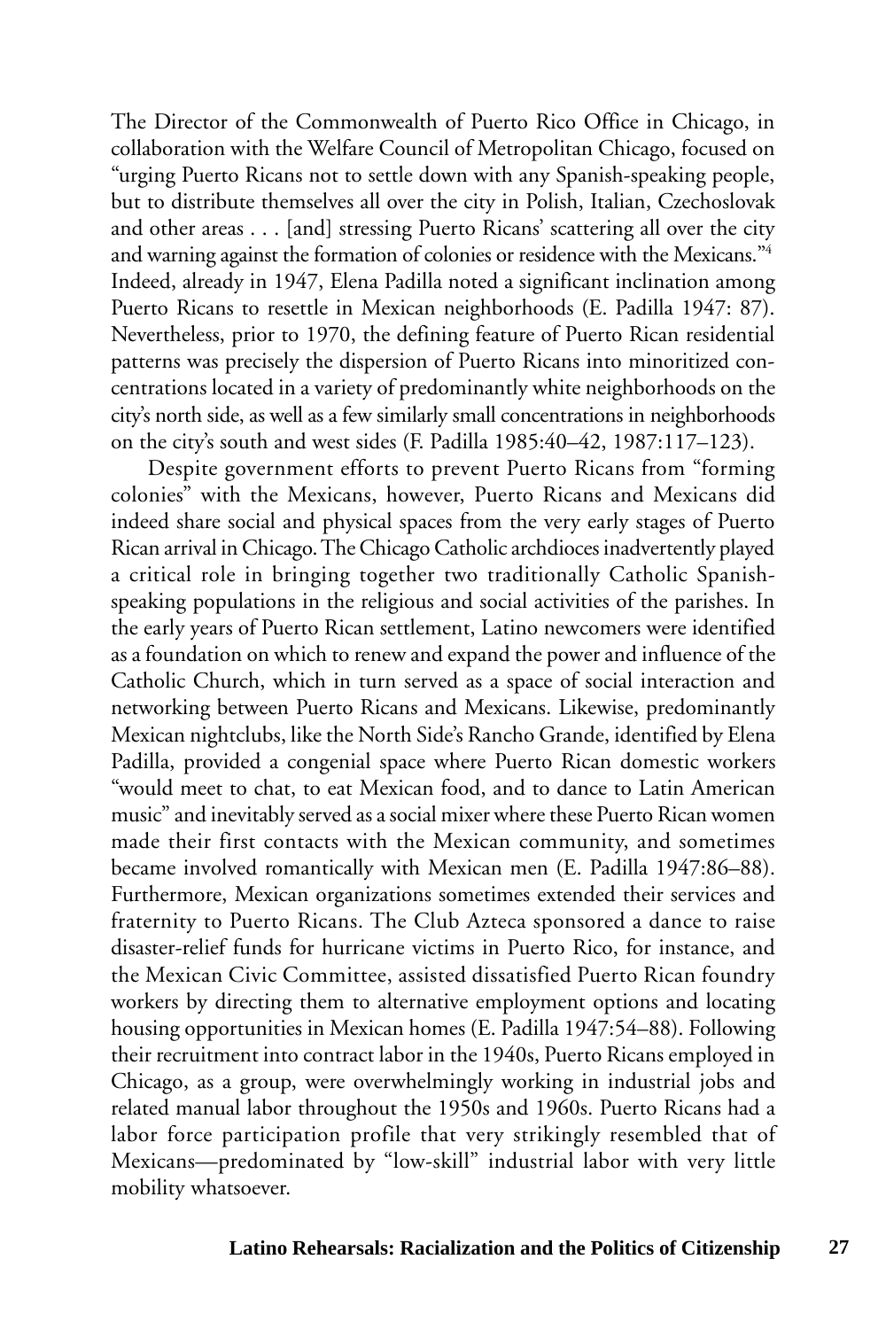The Director of the Commonwealth of Puerto Rico Office in Chicago, in collaboration with the Welfare Council of Metropolitan Chicago, focused on "urging Puerto Ricans not to settle down with any Spanish-speaking people, but to distribute themselves all over the city in Polish, Italian, Czechoslovak and other areas . . . [and] stressing Puerto Ricans' scattering all over the city and warning against the formation of colonies or residence with the Mexicans."[4] Indeed, already in 1947, Elena Padilla noted a significant inclination among Puerto Ricans to resettle in Mexican neighborhoods (E. Padilla 1947: 87). Nevertheless, prior to 1970, the defining feature of Puerto Rican residential patterns was precisely the dispersion of Puerto Ricans into minoritized concentrations located in a variety of predominantly white neighborhoods on the city's north side, as well as a few similarly small concentrations in neighborhoods on the city's south and west sides (F. Padilla 1985:40–42, 1987:117–123).

Despite government efforts to prevent Puerto Ricans from "forming colonies" with the Mexicans, however, Puerto Ricans and Mexicans did indeed share social and physical spaces from the very early stages of Puerto Rican arrival in Chicago. The Chicago Catholic archdioces inadvertently played a critical role in bringing together two traditionally Catholic Spanish-speaking populations in the religious and social activities of the parishes. In the early years of Puerto Rican settlement, Latino newcomers were identified as a foundation on which to renew and expand the power and influence of the Catholic Church, which in turn served as a space of social interaction and networking between Puerto Ricans and Mexicans. Likewise, predominantly Mexican nightclubs, like the North Side's Rancho Grande, identified by Elena Padilla, provided a congenial space where Puerto Rican domestic workers "would meet to chat, to eat Mexican food, and to dance to Latin American music" and inevitably served as a social mixer where these Puerto Rican women made their first contacts with the Mexican community, and sometimes became involved romantically with Mexican men (E. Padilla 1947:86–88). Furthermore, Mexican organizations sometimes extended their services and fraternity to Puerto Ricans. The Club Azteca sponsored a dance to raise disaster-relief funds for hurricane victims in Puerto Rico, for instance, and the Mexican Civic Committee, assisted dissatisfied Puerto Rican foundry workers by directing them to alternative employment options and locating housing opportunities in Mexican homes (E. Padilla 1947:54–88). Following their recruitment into contract labor in the 1940s, Puerto Ricans employed in Chicago, as a group, were overwhelmingly working in industrial jobs and related manual labor throughout the 1950s and 1960s. Puerto Ricans had a labor force participation profile that very strikingly resembled that of Mexicans—predominated by "low-skill" industrial labor with very little mobility whatsoever.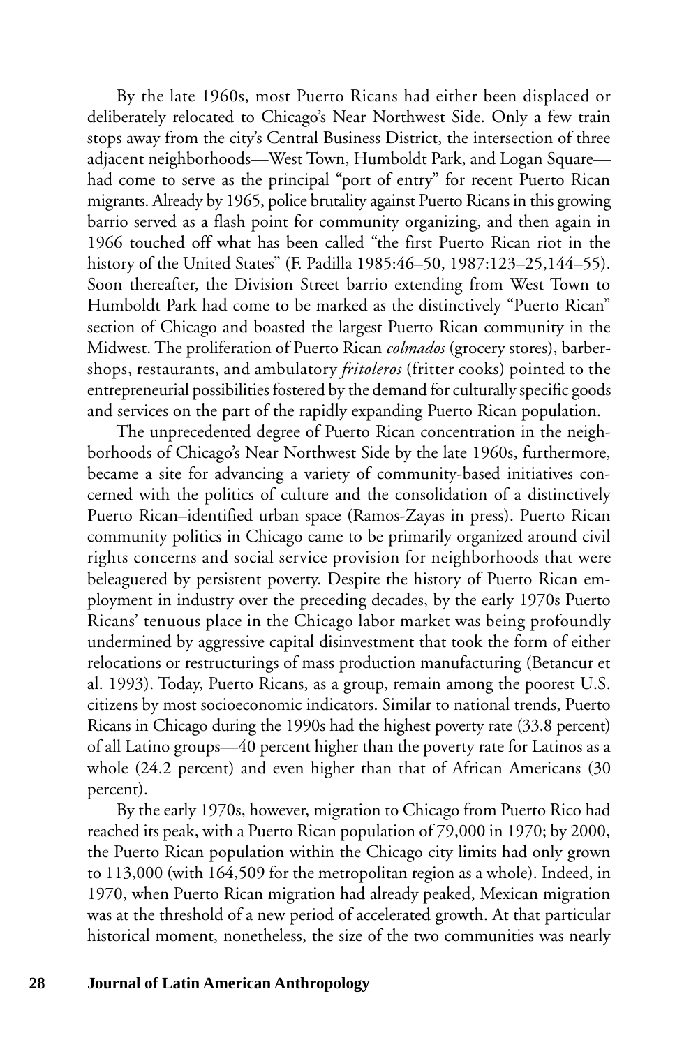By the late 1960s, most Puerto Ricans had either been displaced or deliberately relocated to Chicago's Near Northwest Side. Only a few train stops away from the city's Central Business District, the intersection of three adjacent neighborhoods—West Town, Humboldt Park, and Logan Square—had come to serve as the principal "port of entry" for recent Puerto Rican migrants. Already by 1965, police brutality against Puerto Ricans in this growing barrio served as a flash point for community organizing, and then again in 1966 touched off what has been called "the first Puerto Rican riot in the history of the United States" (F. Padilla 1985:46–50, 1987:123–25,144–55). Soon thereafter, the Division Street barrio extending from West Town to Humboldt Park had come to be marked as the distinctively "Puerto Rican" section of Chicago and boasted the largest Puerto Rican community in the Midwest. The proliferation of Puerto Rican *colmados* (grocery stores), barbershops, restaurants, and ambulatory *fritoleros* (fritter cooks) pointed to the entrepreneurial possibilities fostered by the demand for culturally specific goods and services on the part of the rapidly expanding Puerto Rican population.

The unprecedented degree of Puerto Rican concentration in the neighborhoods of Chicago's Near Northwest Side by the late 1960s, furthermore, became a site for advancing a variety of community-based initiatives concerned with the politics of culture and the consolidation of a distinctively Puerto Rican–identified urban space (Ramos-Zayas in press). Puerto Rican community politics in Chicago came to be primarily organized around civil rights concerns and social service provision for neighborhoods that were beleaguered by persistent poverty. Despite the history of Puerto Rican employment in industry over the preceding decades, by the early 1970s Puerto Ricans' tenuous place in the Chicago labor market was being profoundly undermined by aggressive capital disinvestment that took the form of either relocations or restructurings of mass production manufacturing (Betancur et al. 1993). Today, Puerto Ricans, as a group, remain among the poorest U.S. citizens by most socioeconomic indicators. Similar to national trends, Puerto Ricans in Chicago during the 1990s had the highest poverty rate (33.8 percent) of all Latino groups—40 percent higher than the poverty rate for Latinos as a whole (24.2 percent) and even higher than that of African Americans (30 percent).

By the early 1970s, however, migration to Chicago from Puerto Rico had reached its peak, with a Puerto Rican population of 79,000 in 1970; by 2000, the Puerto Rican population within the Chicago city limits had only grown to 113,000 (with 164,509 for the metropolitan region as a whole). Indeed, in 1970, when Puerto Rican migration had already peaked, Mexican migration was at the threshold of a new period of accelerated growth. At that particular historical moment, nonetheless, the size of the two communities was nearly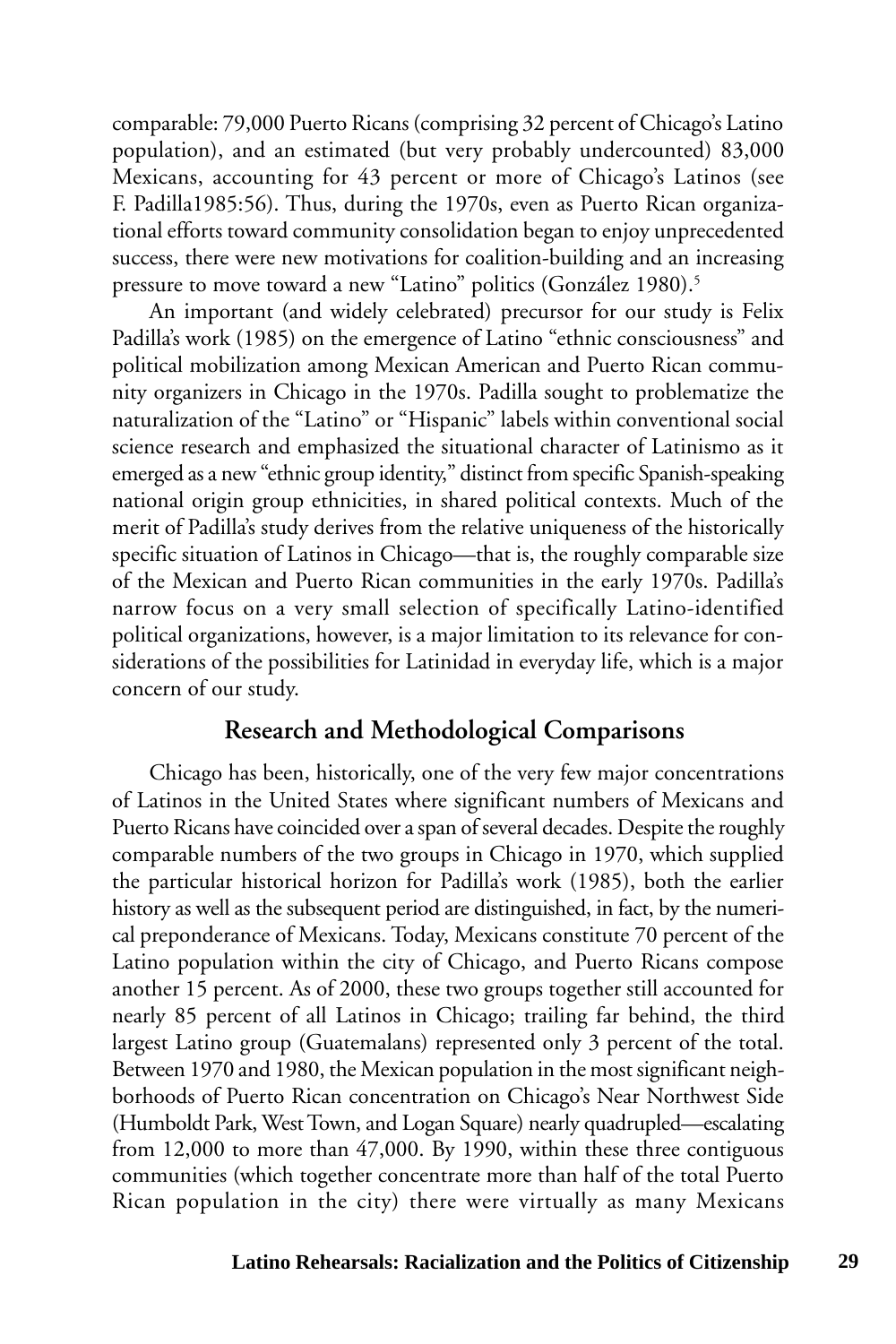comparable: 79,000 Puerto Ricans (comprising 32 percent of Chicago's Latino population), and an estimated (but very probably undercounted) 83,000 Mexicans, accounting for 43 percent or more of Chicago's Latinos (see F. Padilla1985:56). Thus, during the 1970s, even as Puerto Rican organizational efforts toward community consolidation began to enjoy unprecedented success, there were new motivations for coalition-building and an increasing pressure to move toward a new "Latino" politics (González 1980).[5]

An important (and widely celebrated) precursor for our study is Felix Padilla's work (1985) on the emergence of Latino "ethnic consciousness" and political mobilization among Mexican American and Puerto Rican community organizers in Chicago in the 1970s. Padilla sought to problematize the naturalization of the "Latino" or "Hispanic" labels within conventional social science research and emphasized the situational character of Latinismo as it emerged as a new "ethnic group identity," distinct from specific Spanish-speaking national origin group ethnicities, in shared political contexts. Much of the merit of Padilla's study derives from the relative uniqueness of the historically specific situation of Latinos in Chicago—that is, the roughly comparable size of the Mexican and Puerto Rican communities in the early 1970s. Padilla's narrow focus on a very small selection of specifically Latino-identified political organizations, however, is a major limitation to its relevance for considerations of the possibilities for Latinidad in everyday life, which is a major concern of our study.

## Research and Methodological Comparisons

Chicago has been, historically, one of the very few major concentrations of Latinos in the United States where significant numbers of Mexicans and Puerto Ricans have coincided over a span of several decades. Despite the roughly comparable numbers of the two groups in Chicago in 1970, which supplied the particular historical horizon for Padilla's work (1985), both the earlier history as well as the subsequent period are distinguished, in fact, by the numerical preponderance of Mexicans. Today, Mexicans constitute 70 percent of the Latino population within the city of Chicago, and Puerto Ricans compose another 15 percent. As of 2000, these two groups together still accounted for nearly 85 percent of all Latinos in Chicago; trailing far behind, the third largest Latino group (Guatemalans) represented only 3 percent of the total. Between 1970 and 1980, the Mexican population in the most significant neighborhoods of Puerto Rican concentration on Chicago's Near Northwest Side (Humboldt Park, West Town, and Logan Square) nearly quadrupled—escalating from 12,000 to more than 47,000. By 1990, within these three contiguous communities (which together concentrate more than half of the total Puerto Rican population in the city) there were virtually as many Mexicans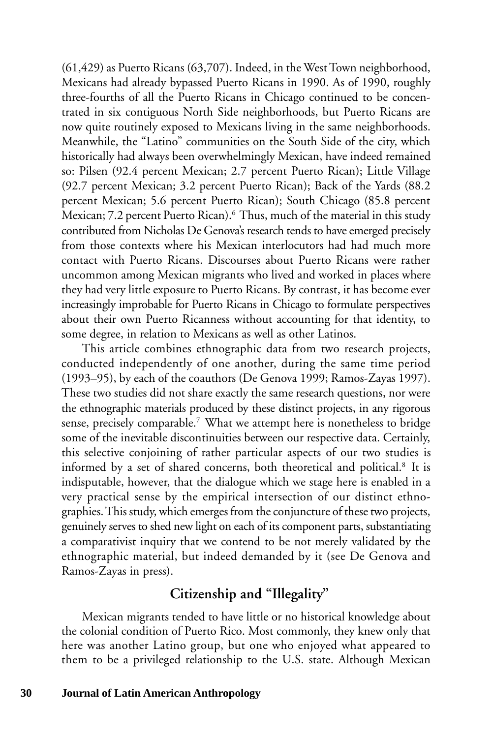(61,429) as Puerto Ricans (63,707). Indeed, in the West Town neighborhood, Mexicans had already bypassed Puerto Ricans in 1990. As of 1990, roughly three-fourths of all the Puerto Ricans in Chicago continued to be concentrated in six contiguous North Side neighborhoods, but Puerto Ricans are now quite routinely exposed to Mexicans living in the same neighborhoods. Meanwhile, the "Latino" communities on the South Side of the city, which historically had always been overwhelmingly Mexican, have indeed remained so: Pilsen (92.4 percent Mexican; 2.7 percent Puerto Rican); Little Village (92.7 percent Mexican; 3.2 percent Puerto Rican); Back of the Yards (88.2 percent Mexican; 5.6 percent Puerto Rican); South Chicago (85.8 percent Mexican; 7.2 percent Puerto Rican).[6] Thus, much of the material in this study contributed from Nicholas De Genova's research tends to have emerged precisely from those contexts where his Mexican interlocutors had had much more contact with Puerto Ricans. Discourses about Puerto Ricans were rather uncommon among Mexican migrants who lived and worked in places where they had very little exposure to Puerto Ricans. By contrast, it has become ever increasingly improbable for Puerto Ricans in Chicago to formulate perspectives about their own Puerto Ricanness without accounting for that identity, to some degree, in relation to Mexicans as well as other Latinos.

This article combines ethnographic data from two research projects, conducted independently of one another, during the same time period (1993–95), by each of the coauthors (De Genova 1999; Ramos-Zayas 1997). These two studies did not share exactly the same research questions, nor were the ethnographic materials produced by these distinct projects, in any rigorous sense, precisely comparable.[7] What we attempt here is nonetheless to bridge some of the inevitable discontinuities between our respective data. Certainly, this selective conjoining of rather particular aspects of our two studies is informed by a set of shared concerns, both theoretical and political.[8] It is indisputable, however, that the dialogue which we stage here is enabled in a very practical sense by the empirical intersection of our distinct ethnographies. This study, which emerges from the conjuncture of these two projects, genuinely serves to shed new light on each of its component parts, substantiating a comparativist inquiry that we contend to be not merely validated by the ethnographic material, but indeed demanded by it (see De Genova and Ramos-Zayas in press).

## Citizenship and "Illegality"

Mexican migrants tended to have little or no historical knowledge about the colonial condition of Puerto Rico. Most commonly, they knew only that here was another Latino group, but one who enjoyed what appeared to them to be a privileged relationship to the U.S. state. Although Mexican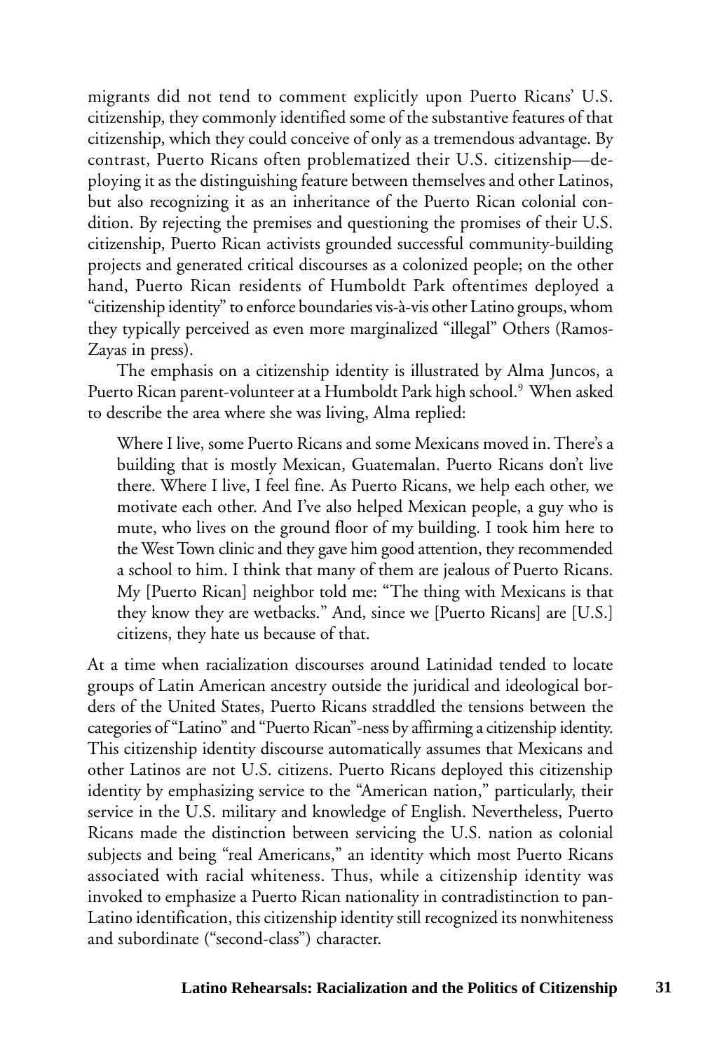migrants did not tend to comment explicitly upon Puerto Ricans' U.S. citizenship, they commonly identified some of the substantive features of that citizenship, which they could conceive of only as a tremendous advantage. By contrast, Puerto Ricans often problematized their U.S. citizenship—deploying it as the distinguishing feature between themselves and other Latinos, but also recognizing it as an inheritance of the Puerto Rican colonial condition. By rejecting the premises and questioning the promises of their U.S. citizenship, Puerto Rican activists grounded successful community-building projects and generated critical discourses as a colonized people; on the other hand, Puerto Rican residents of Humboldt Park oftentimes deployed a "citizenship identity" to enforce boundaries vis-à-vis other Latino groups, whom they typically perceived as even more marginalized "illegal" Others (Ramos-Zayas in press).

The emphasis on a citizenship identity is illustrated by Alma Juncos, a Puerto Rican parent-volunteer at a Humboldt Park high school.[9] When asked to describe the area where she was living, Alma replied:

> Where I live, some Puerto Ricans and some Mexicans moved in. There's a building that is mostly Mexican, Guatemalan. Puerto Ricans don't live there. Where I live, I feel fine. As Puerto Ricans, we help each other, we motivate each other. And I've also helped Mexican people, a guy who is mute, who lives on the ground floor of my building. I took him here to the West Town clinic and they gave him good attention, they recommended a school to him. I think that many of them are jealous of Puerto Ricans. My [Puerto Rican] neighbor told me: "The thing with Mexicans is that they know they are wetbacks." And, since we [Puerto Ricans] are [U.S.] citizens, they hate us because of that.

At a time when racialization discourses around Latinidad tended to locate groups of Latin American ancestry outside the juridical and ideological borders of the United States, Puerto Ricans straddled the tensions between the categories of "Latino" and "Puerto Rican"-ness by affirming a citizenship identity. This citizenship identity discourse automatically assumes that Mexicans and other Latinos are not U.S. citizens. Puerto Ricans deployed this citizenship identity by emphasizing service to the "American nation," particularly, their service in the U.S. military and knowledge of English. Nevertheless, Puerto Ricans made the distinction between servicing the U.S. nation as colonial subjects and being "real Americans," an identity which most Puerto Ricans associated with racial whiteness. Thus, while a citizenship identity was invoked to emphasize a Puerto Rican nationality in contradistinction to pan-Latino identification, this citizenship identity still recognized its nonwhiteness and subordinate ("second-class") character.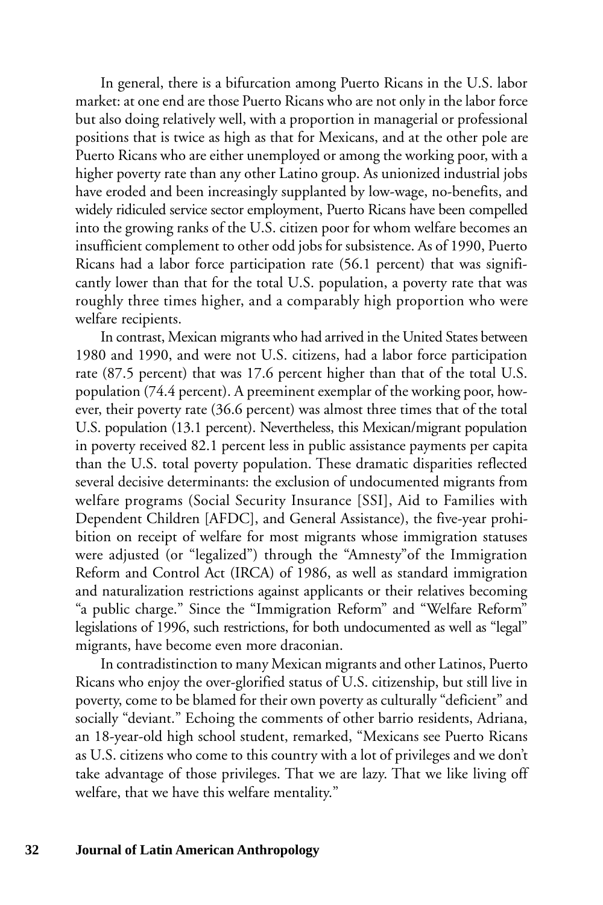In general, there is a bifurcation among Puerto Ricans in the U.S. labor market: at one end are those Puerto Ricans who are not only in the labor force but also doing relatively well, with a proportion in managerial or professional positions that is twice as high as that for Mexicans, and at the other pole are Puerto Ricans who are either unemployed or among the working poor, with a higher poverty rate than any other Latino group. As unionized industrial jobs have eroded and been increasingly supplanted by low-wage, no-benefits, and widely ridiculed service sector employment, Puerto Ricans have been compelled into the growing ranks of the U.S. citizen poor for whom welfare becomes an insufficient complement to other odd jobs for subsistence. As of 1990, Puerto Ricans had a labor force participation rate (56.1 percent) that was significantly lower than that for the total U.S. population, a poverty rate that was roughly three times higher, and a comparably high proportion who were welfare recipients.

In contrast, Mexican migrants who had arrived in the United States between 1980 and 1990, and were not U.S. citizens, had a labor force participation rate (87.5 percent) that was 17.6 percent higher than that of the total U.S. population (74.4 percent). A preeminent exemplar of the working poor, however, their poverty rate (36.6 percent) was almost three times that of the total U.S. population (13.1 percent). Nevertheless, this Mexican/migrant population in poverty received 82.1 percent less in public assistance payments per capita than the U.S. total poverty population. These dramatic disparities reflected several decisive determinants: the exclusion of undocumented migrants from welfare programs (Social Security Insurance [SSI], Aid to Families with Dependent Children [AFDC], and General Assistance), the five-year prohibition on receipt of welfare for most migrants whose immigration statuses were adjusted (or "legalized") through the "Amnesty"of the Immigration Reform and Control Act (IRCA) of 1986, as well as standard immigration and naturalization restrictions against applicants or their relatives becoming "a public charge." Since the "Immigration Reform" and "Welfare Reform" legislations of 1996, such restrictions, for both undocumented as well as "legal" migrants, have become even more draconian.

In contradistinction to many Mexican migrants and other Latinos, Puerto Ricans who enjoy the over-glorified status of U.S. citizenship, but still live in poverty, come to be blamed for their own poverty as culturally "deficient" and socially "deviant." Echoing the comments of other barrio residents, Adriana, an 18-year-old high school student, remarked, "Mexicans see Puerto Ricans as U.S. citizens who come to this country with a lot of privileges and we don't take advantage of those privileges. That we are lazy. That we like living off welfare, that we have this welfare mentality."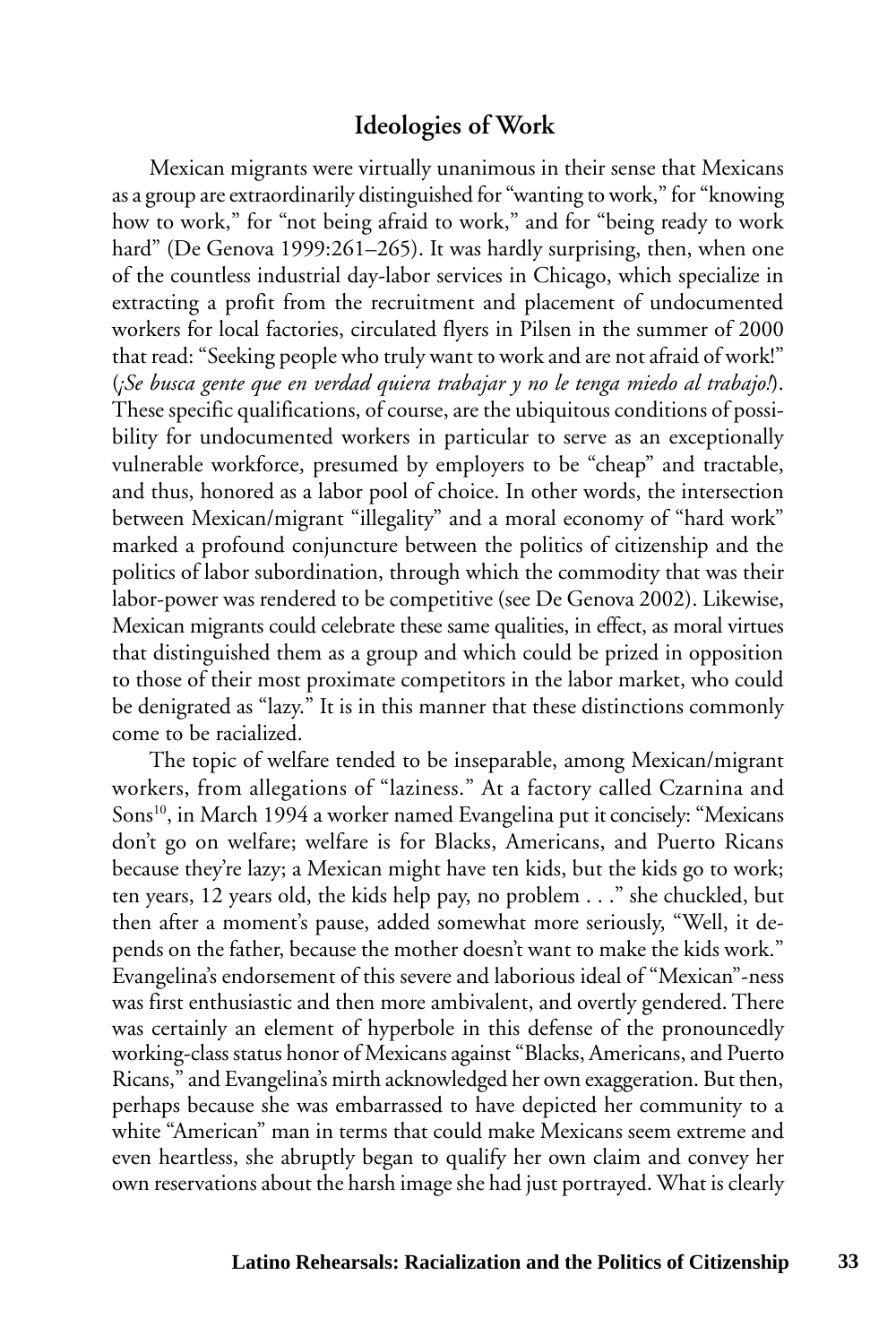## Ideologies of Work

Mexican migrants were virtually unanimous in their sense that Mexicans as a group are extraordinarily distinguished for "wanting to work," for "knowing how to work," for "not being afraid to work," and for "being ready to work hard" (De Genova 1999:261–265). It was hardly surprising, then, when one of the countless industrial day-labor services in Chicago, which specialize in extracting a profit from the recruitment and placement of undocumented workers for local factories, circulated flyers in Pilsen in the summer of 2000 that read: "Seeking people who truly want to work and are not afraid of work!" (*¡Se busca gente que en verdad quiera trabajar y no le tenga miedo al trabajo!*). These specific qualifications, of course, are the ubiquitous conditions of possibility for undocumented workers in particular to serve as an exceptionally vulnerable workforce, presumed by employers to be "cheap" and tractable, and thus, honored as a labor pool of choice. In other words, the intersection between Mexican/migrant "illegality" and a moral economy of "hard work" marked a profound conjuncture between the politics of citizenship and the politics of labor subordination, through which the commodity that was their labor-power was rendered to be competitive (see De Genova 2002). Likewise, Mexican migrants could celebrate these same qualities, in effect, as moral virtues that distinguished them as a group and which could be prized in opposition to those of their most proximate competitors in the labor market, who could be denigrated as "lazy." It is in this manner that these distinctions commonly come to be racialized.

The topic of welfare tended to be inseparable, among Mexican/migrant workers, from allegations of "laziness." At a factory called Czarnina and Sons[10], in March 1994 a worker named Evangelina put it concisely: "Mexicans don't go on welfare; welfare is for Blacks, Americans, and Puerto Ricans because they're lazy; a Mexican might have ten kids, but the kids go to work; ten years, 12 years old, the kids help pay, no problem . . ." she chuckled, but then after a moment's pause, added somewhat more seriously, "Well, it depends on the father, because the mother doesn't want to make the kids work." Evangelina's endorsement of this severe and laborious ideal of "Mexican"-ness was first enthusiastic and then more ambivalent, and overtly gendered. There was certainly an element of hyperbole in this defense of the pronouncedly working-class status honor of Mexicans against "Blacks, Americans, and Puerto Ricans," and Evangelina's mirth acknowledged her own exaggeration. But then, perhaps because she was embarrassed to have depicted her community to a white "American" man in terms that could make Mexicans seem extreme and even heartless, she abruptly began to qualify her own claim and convey her own reservations about the harsh image she had just portrayed. What is clearly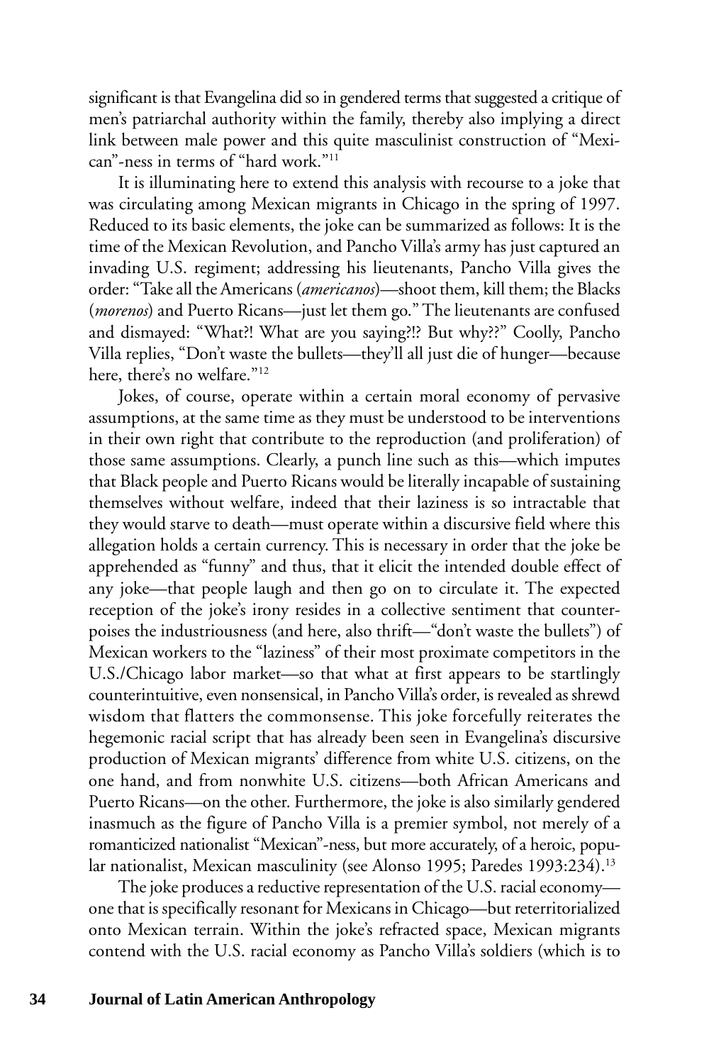significant is that Evangelina did so in gendered terms that suggested a critique of men's patriarchal authority within the family, thereby also implying a direct link between male power and this quite masculinist construction of "Mexican"-ness in terms of "hard work."[11]

It is illuminating here to extend this analysis with recourse to a joke that was circulating among Mexican migrants in Chicago in the spring of 1997. Reduced to its basic elements, the joke can be summarized as follows: It is the time of the Mexican Revolution, and Pancho Villa's army has just captured an invading U.S. regiment; addressing his lieutenants, Pancho Villa gives the order: "Take all the Americans (*americanos*)—shoot them, kill them; the Blacks (*morenos*) and Puerto Ricans—just let them go." The lieutenants are confused and dismayed: "What?! What are you saying?!? But why??" Coolly, Pancho Villa replies, "Don't waste the bullets—they'll all just die of hunger—because here, there's no welfare."[12]

Jokes, of course, operate within a certain moral economy of pervasive assumptions, at the same time as they must be understood to be interventions in their own right that contribute to the reproduction (and proliferation) of those same assumptions. Clearly, a punch line such as this—which imputes that Black people and Puerto Ricans would be literally incapable of sustaining themselves without welfare, indeed that their laziness is so intractable that they would starve to death—must operate within a discursive field where this allegation holds a certain currency. This is necessary in order that the joke be apprehended as "funny" and thus, that it elicit the intended double effect of any joke—that people laugh and then go on to circulate it. The expected reception of the joke's irony resides in a collective sentiment that counterpoises the industriousness (and here, also thrift—"don't waste the bullets") of Mexican workers to the "laziness" of their most proximate competitors in the U.S./Chicago labor market—so that what at first appears to be startlingly counterintuitive, even nonsensical, in Pancho Villa's order, is revealed as shrewd wisdom that flatters the commonsense. This joke forcefully reiterates the hegemonic racial script that has already been seen in Evangelina's discursive production of Mexican migrants' difference from white U.S. citizens, on the one hand, and from nonwhite U.S. citizens—both African Americans and Puerto Ricans—on the other. Furthermore, the joke is also similarly gendered inasmuch as the figure of Pancho Villa is a premier symbol, not merely of a romanticized nationalist "Mexican"-ness, but more accurately, of a heroic, popular nationalist, Mexican masculinity (see Alonso 1995; Paredes 1993:234).[13]

The joke produces a reductive representation of the U.S. racial economy—one that is specifically resonant for Mexicans in Chicago—but reterritorialized onto Mexican terrain. Within the joke's refracted space, Mexican migrants contend with the U.S. racial economy as Pancho Villa's soldiers (which is to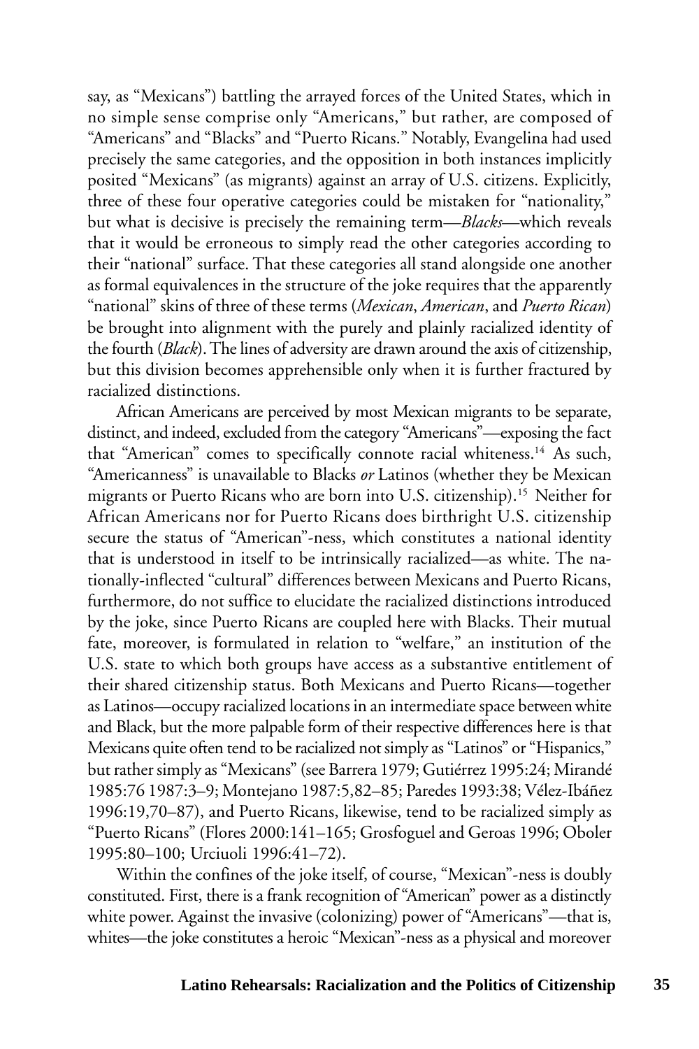say, as "Mexicans") battling the arrayed forces of the United States, which in no simple sense comprise only "Americans," but rather, are composed of "Americans" and "Blacks" and "Puerto Ricans." Notably, Evangelina had used precisely the same categories, and the opposition in both instances implicitly posited "Mexicans" (as migrants) against an array of U.S. citizens. Explicitly, three of these four operative categories could be mistaken for "nationality," but what is decisive is precisely the remaining term—*Blacks*—which reveals that it would be erroneous to simply read the other categories according to their "national" surface. That these categories all stand alongside one another as formal equivalences in the structure of the joke requires that the apparently "national" skins of three of these terms (*Mexican*, *American*, and *Puerto Rican*) be brought into alignment with the purely and plainly racialized identity of the fourth (*Black*). The lines of adversity are drawn around the axis of citizenship, but this division becomes apprehensible only when it is further fractured by racialized distinctions.

African Americans are perceived by most Mexican migrants to be separate, distinct, and indeed, excluded from the category "Americans"—exposing the fact that "American" comes to specifically connote racial whiteness.[14] As such, "Americanness" is unavailable to Blacks *or* Latinos (whether they be Mexican migrants or Puerto Ricans who are born into U.S. citizenship).[15] Neither for African Americans nor for Puerto Ricans does birthright U.S. citizenship secure the status of "American"-ness, which constitutes a national identity that is understood in itself to be intrinsically racialized—as white. The nationally-inflected "cultural" differences between Mexicans and Puerto Ricans, furthermore, do not suffice to elucidate the racialized distinctions introduced by the joke, since Puerto Ricans are coupled here with Blacks. Their mutual fate, moreover, is formulated in relation to "welfare," an institution of the U.S. state to which both groups have access as a substantive entitlement of their shared citizenship status. Both Mexicans and Puerto Ricans—together as Latinos—occupy racialized locations in an intermediate space between white and Black, but the more palpable form of their respective differences here is that Mexicans quite often tend to be racialized not simply as "Latinos" or "Hispanics," but rather simply as "Mexicans" (see Barrera 1979; Gutiérrez 1995:24; Mirandé 1985:76 1987:3–9; Montejano 1987:5,82–85; Paredes 1993:38; Vélez-Ibáñez 1996:19,70–87), and Puerto Ricans, likewise, tend to be racialized simply as "Puerto Ricans" (Flores 2000:141–165; Grosfoguel and Geroas 1996; Oboler 1995:80–100; Urciuoli 1996:41–72).

Within the confines of the joke itself, of course, "Mexican"-ness is doubly constituted. First, there is a frank recognition of "American" power as a distinctly white power. Against the invasive (colonizing) power of "Americans"—that is, whites—the joke constitutes a heroic "Mexican"-ness as a physical and moreover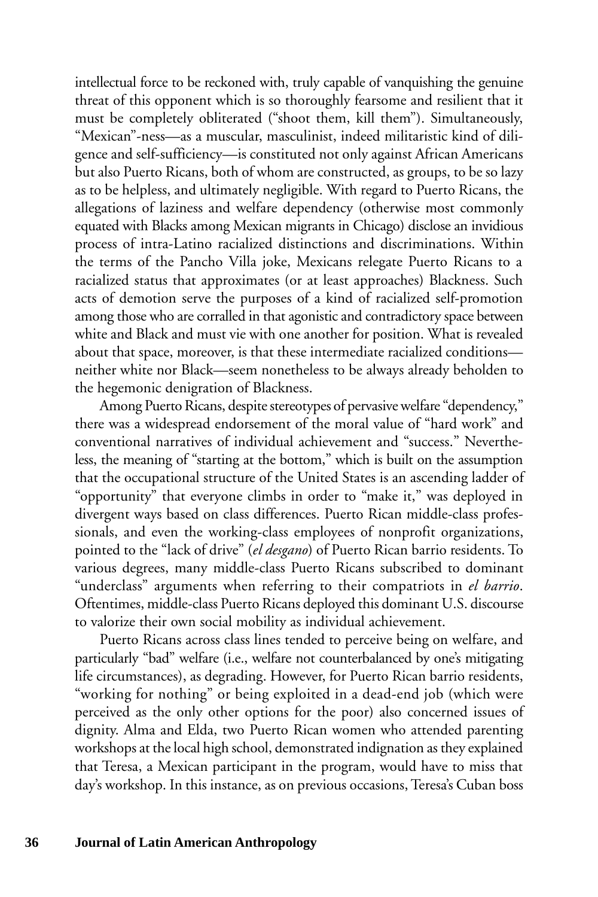intellectual force to be reckoned with, truly capable of vanquishing the genuine threat of this opponent which is so thoroughly fearsome and resilient that it must be completely obliterated ("shoot them, kill them"). Simultaneously, "Mexican"-ness—as a muscular, masculinist, indeed militaristic kind of diligence and self-sufficiency—is constituted not only against African Americans but also Puerto Ricans, both of whom are constructed, as groups, to be so lazy as to be helpless, and ultimately negligible. With regard to Puerto Ricans, the allegations of laziness and welfare dependency (otherwise most commonly equated with Blacks among Mexican migrants in Chicago) disclose an invidious process of intra-Latino racialized distinctions and discriminations. Within the terms of the Pancho Villa joke, Mexicans relegate Puerto Ricans to a racialized status that approximates (or at least approaches) Blackness. Such acts of demotion serve the purposes of a kind of racialized self-promotion among those who are corralled in that agonistic and contradictory space between white and Black and must vie with one another for position. What is revealed about that space, moreover, is that these intermediate racialized conditions—neither white nor Black—seem nonetheless to be always already beholden to the hegemonic denigration of Blackness.

Among Puerto Ricans, despite stereotypes of pervasive welfare "dependency," there was a widespread endorsement of the moral value of "hard work" and conventional narratives of individual achievement and "success." Nevertheless, the meaning of "starting at the bottom," which is built on the assumption that the occupational structure of the United States is an ascending ladder of "opportunity" that everyone climbs in order to "make it," was deployed in divergent ways based on class differences. Puerto Rican middle-class professionals, and even the working-class employees of nonprofit organizations, pointed to the "lack of drive" (*el desgano*) of Puerto Rican barrio residents. To various degrees, many middle-class Puerto Ricans subscribed to dominant "underclass" arguments when referring to their compatriots in *el barrio*. Oftentimes, middle-class Puerto Ricans deployed this dominant U.S. discourse to valorize their own social mobility as individual achievement.

Puerto Ricans across class lines tended to perceive being on welfare, and particularly "bad" welfare (i.e., welfare not counterbalanced by one's mitigating life circumstances), as degrading. However, for Puerto Rican barrio residents, "working for nothing" or being exploited in a dead-end job (which were perceived as the only other options for the poor) also concerned issues of dignity. Alma and Elda, two Puerto Rican women who attended parenting workshops at the local high school, demonstrated indignation as they explained that Teresa, a Mexican participant in the program, would have to miss that day's workshop. In this instance, as on previous occasions, Teresa's Cuban boss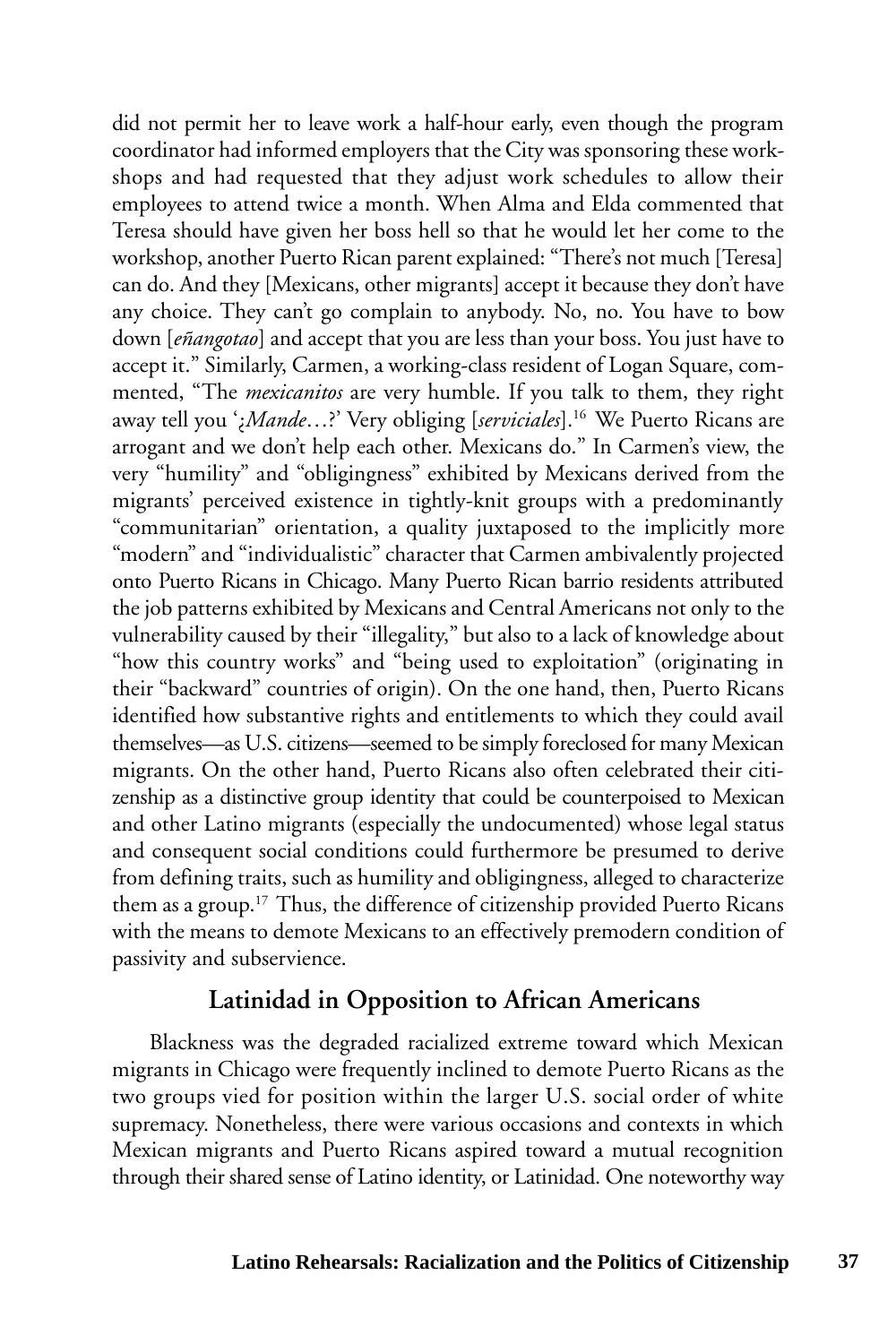did not permit her to leave work a half-hour early, even though the program coordinator had informed employers that the City was sponsoring these workshops and had requested that they adjust work schedules to allow their employees to attend twice a month. When Alma and Elda commented that Teresa should have given her boss hell so that he would let her come to the workshop, another Puerto Rican parent explained: "There's not much [Teresa] can do. And they [Mexicans, other migrants] accept it because they don't have any choice. They can't go complain to anybody. No, no. You have to bow down [*eñangotao*] and accept that you are less than your boss. You just have to accept it." Similarly, Carmen, a working-class resident of Logan Square, commented, "The *mexicanitos* are very humble. If you talk to them, they right away tell you '*¿Mande*…?' Very obliging [*serviciales*].[16] We Puerto Ricans are arrogant and we don't help each other. Mexicans do." In Carmen's view, the very "humility" and "obligingness" exhibited by Mexicans derived from the migrants' perceived existence in tightly-knit groups with a predominantly "communitarian" orientation, a quality juxtaposed to the implicitly more "modern" and "individualistic" character that Carmen ambivalently projected onto Puerto Ricans in Chicago. Many Puerto Rican barrio residents attributed the job patterns exhibited by Mexicans and Central Americans not only to the vulnerability caused by their "illegality," but also to a lack of knowledge about "how this country works" and "being used to exploitation" (originating in their "backward" countries of origin). On the one hand, then, Puerto Ricans identified how substantive rights and entitlements to which they could avail themselves—as U.S. citizens—seemed to be simply foreclosed for many Mexican migrants. On the other hand, Puerto Ricans also often celebrated their citizenship as a distinctive group identity that could be counterpoised to Mexican and other Latino migrants (especially the undocumented) whose legal status and consequent social conditions could furthermore be presumed to derive from defining traits, such as humility and obligingness, alleged to characterize them as a group.[17] Thus, the difference of citizenship provided Puerto Ricans with the means to demote Mexicans to an effectively premodern condition of passivity and subservience.

## Latinidad in Opposition to African Americans

Blackness was the degraded racialized extreme toward which Mexican migrants in Chicago were frequently inclined to demote Puerto Ricans as the two groups vied for position within the larger U.S. social order of white supremacy. Nonetheless, there were various occasions and contexts in which Mexican migrants and Puerto Ricans aspired toward a mutual recognition through their shared sense of Latino identity, or Latinidad. One noteworthy way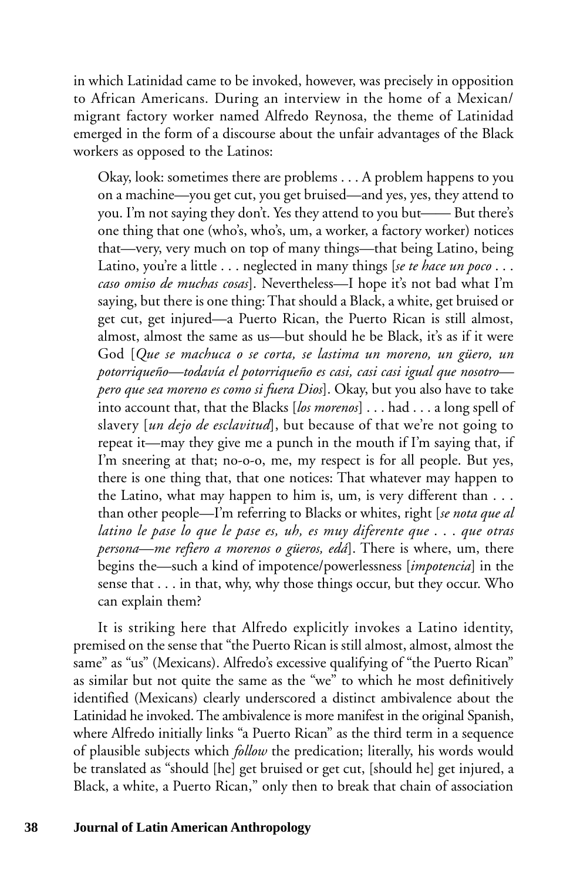in which Latinidad came to be invoked, however, was precisely in opposition to African Americans. During an interview in the home of a Mexican/ migrant factory worker named Alfredo Reynosa, the theme of Latinidad emerged in the form of a discourse about the unfair advantages of the Black workers as opposed to the Latinos:

> Okay, look: sometimes there are problems . . . A problem happens to you on a machine—you get cut, you get bruised—and yes, yes, they attend to you. I'm not saying they don't. Yes they attend to you but—— But there's one thing that one (who's, who's, um, a worker, a factory worker) notices that—very, very much on top of many things—that being Latino, being Latino, you're a little . . . neglected in many things [*se te hace un poco . . . caso omiso de muchas cosas*]. Nevertheless—I hope it's not bad what I'm saying, but there is one thing: That should a Black, a white, get bruised or get cut, get injured—a Puerto Rican, the Puerto Rican is still almost, almost, almost the same as us—but should he be Black, it's as if it were God [*Que se machuca o se corta, se lastima un moreno, un güero, un potorriqueño—todavía el potorriqueño es casi, casi casi igual que nosotro—pero que sea moreno es como si fuera Dios*]. Okay, but you also have to take into account that, that the Blacks [*los morenos*] . . . had . . . a long spell of slavery [*un dejo de esclavitud*], but because of that we're not going to repeat it—may they give me a punch in the mouth if I'm saying that, if I'm sneering at that; no-o-o, me, my respect is for all people. But yes, there is one thing that, that one notices: That whatever may happen to the Latino, what may happen to him is, um, is very different than . . . than other people—I'm referring to Blacks or whites, right [*se nota que al latino le pase lo que le pase es, uh, es muy diferente que . . . que otras persona—me refiero a morenos o güeros, edá*]. There is where, um, there begins the—such a kind of impotence/powerlessness [*impotencia*] in the sense that . . . in that, why, why those things occur, but they occur. Who can explain them?

It is striking here that Alfredo explicitly invokes a Latino identity, premised on the sense that "the Puerto Rican is still almost, almost, almost the same" as "us" (Mexicans). Alfredo's excessive qualifying of "the Puerto Rican" as similar but not quite the same as the "we" to which he most definitively identified (Mexicans) clearly underscored a distinct ambivalence about the Latinidad he invoked. The ambivalence is more manifest in the original Spanish, where Alfredo initially links "a Puerto Rican" as the third term in a sequence of plausible subjects which *follow* the predication; literally, his words would be translated as "should [he] get bruised or get cut, [should he] get injured, a Black, a white, a Puerto Rican," only then to break that chain of association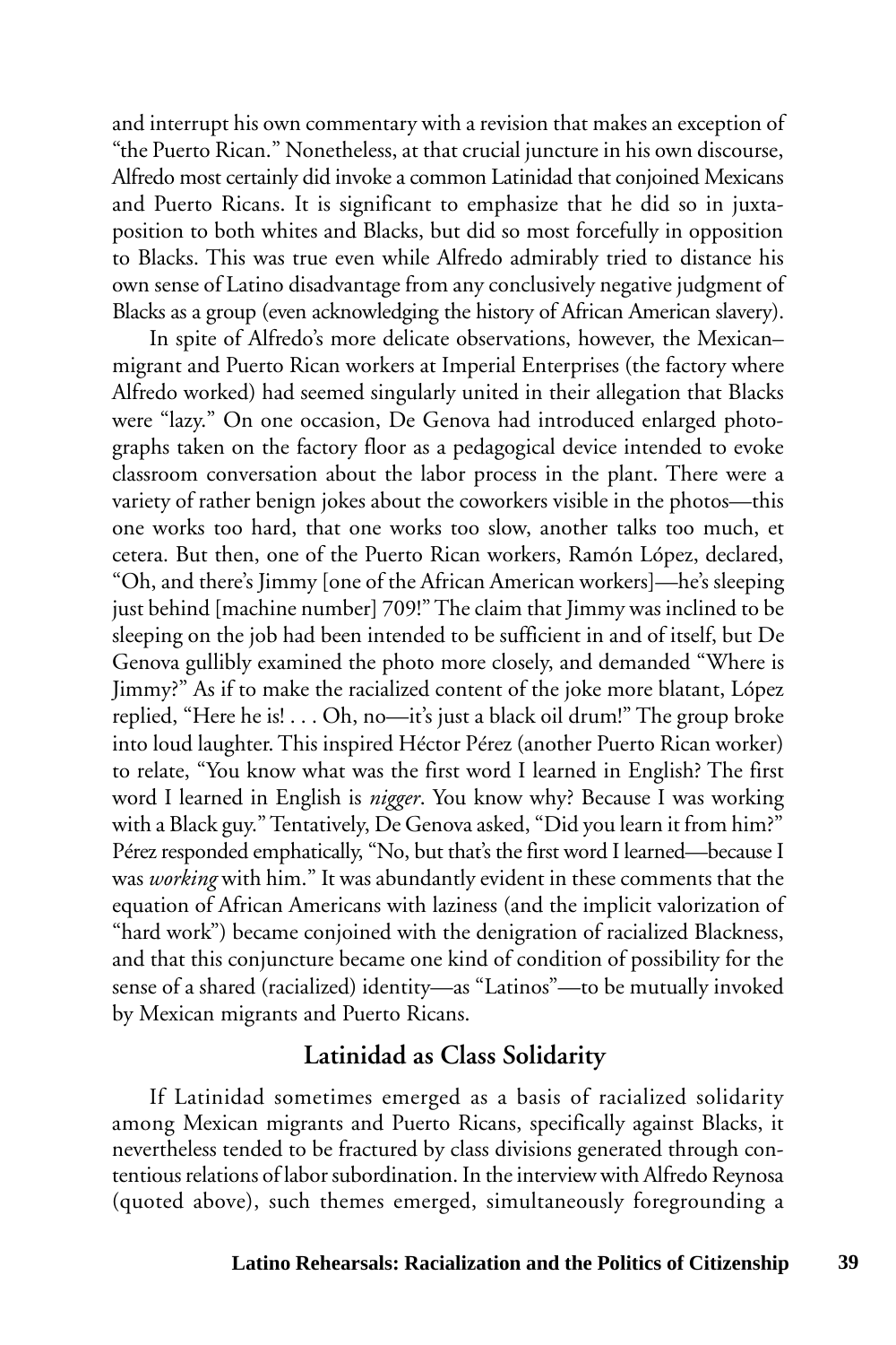and interrupt his own commentary with a revision that makes an exception of "the Puerto Rican." Nonetheless, at that crucial juncture in his own discourse, Alfredo most certainly did invoke a common Latinidad that conjoined Mexicans and Puerto Ricans. It is significant to emphasize that he did so in juxtaposition to both whites and Blacks, but did so most forcefully in opposition to Blacks. This was true even while Alfredo admirably tried to distance his own sense of Latino disadvantage from any conclusively negative judgment of Blacks as a group (even acknowledging the history of African American slavery).

In spite of Alfredo's more delicate observations, however, the Mexican–migrant and Puerto Rican workers at Imperial Enterprises (the factory where Alfredo worked) had seemed singularly united in their allegation that Blacks were "lazy." On one occasion, De Genova had introduced enlarged photographs taken on the factory floor as a pedagogical device intended to evoke classroom conversation about the labor process in the plant. There were a variety of rather benign jokes about the coworkers visible in the photos—this one works too hard, that one works too slow, another talks too much, et cetera. But then, one of the Puerto Rican workers, Ramón López, declared, "Oh, and there's Jimmy [one of the African American workers]—he's sleeping just behind [machine number] 709!" The claim that Jimmy was inclined to be sleeping on the job had been intended to be sufficient in and of itself, but De Genova gullibly examined the photo more closely, and demanded "Where is Jimmy?" As if to make the racialized content of the joke more blatant, López replied, "Here he is! . . . Oh, no—it's just a black oil drum!" The group broke into loud laughter. This inspired Héctor Pérez (another Puerto Rican worker) to relate, "You know what was the first word I learned in English? The first word I learned in English is *nigger*. You know why? Because I was working with a Black guy." Tentatively, De Genova asked, "Did you learn it from him?" Pérez responded emphatically, "No, but that's the first word I learned—because I was *working* with him." It was abundantly evident in these comments that the equation of African Americans with laziness (and the implicit valorization of "hard work") became conjoined with the denigration of racialized Blackness, and that this conjuncture became one kind of condition of possibility for the sense of a shared (racialized) identity—as "Latinos"—to be mutually invoked by Mexican migrants and Puerto Ricans.

## Latinidad as Class Solidarity

If Latinidad sometimes emerged as a basis of racialized solidarity among Mexican migrants and Puerto Ricans, specifically against Blacks, it nevertheless tended to be fractured by class divisions generated through contentious relations of labor subordination. In the interview with Alfredo Reynosa (quoted above), such themes emerged, simultaneously foregrounding a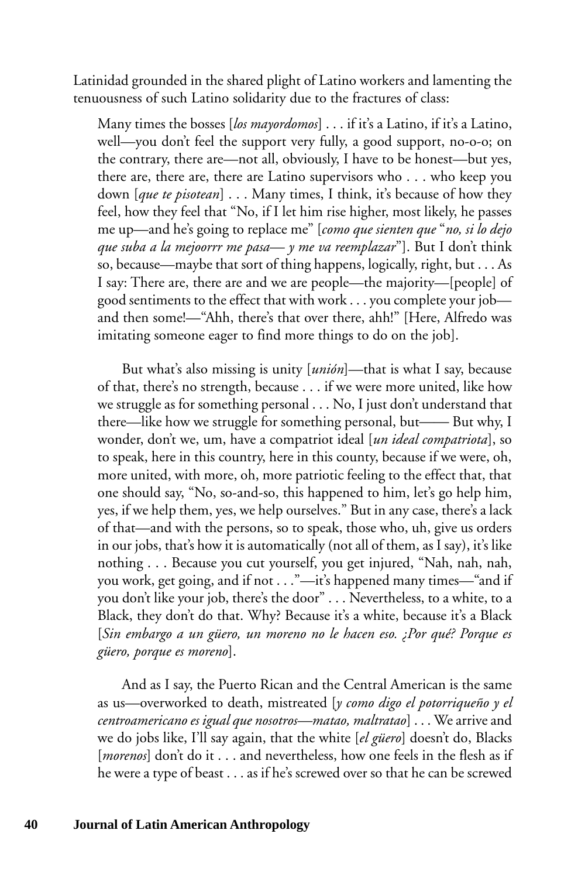Latinidad grounded in the shared plight of Latino workers and lamenting the tenuousness of such Latino solidarity due to the fractures of class:

> Many times the bosses [*los mayordomos*] . . . if it's a Latino, if it's a Latino, well—you don't feel the support very fully, a good support, no-o-o; on the contrary, there are—not all, obviously, I have to be honest—but yes, there are, there are, there are Latino supervisors who . . . who keep you down [*que te pisotean*] . . . Many times, I think, it's because of how they feel, how they feel that "No, if I let him rise higher, most likely, he passes me up—and he's going to replace me" [*como que sienten que* "*no, si lo dejo que suba a la mejoorrr me pasa— y me va reemplazar*"]. But I don't think so, because—maybe that sort of thing happens, logically, right, but . . . As I say: There are, there are and we are people—the majority—[people] of good sentiments to the effect that with work . . . you complete your job—and then some!—"Ahh, there's that over there, ahh!" [Here, Alfredo was imitating someone eager to find more things to do on the job].
>
> But what's also missing is unity [*unión*]—that is what I say, because of that, there's no strength, because . . . if we were more united, like how we struggle as for something personal . . . No, I just don't understand that there—like how we struggle for something personal, but—— But why, I wonder, don't we, um, have a compatriot ideal [*un ideal compatriota*], so to speak, here in this country, here in this county, because if we were, oh, more united, with more, oh, more patriotic feeling to the effect that, that one should say, "No, so-and-so, this happened to him, let's go help him, yes, if we help them, yes, we help ourselves." But in any case, there's a lack of that—and with the persons, so to speak, those who, uh, give us orders in our jobs, that's how it is automatically (not all of them, as I say), it's like nothing . . . Because you cut yourself, you get injured, "Nah, nah, nah, you work, get going, and if not . . ."—it's happened many times—"and if you don't like your job, there's the door" . . . Nevertheless, to a white, to a Black, they don't do that. Why? Because it's a white, because it's a Black [*Sin embargo a un güero, un moreno no le hacen eso. ¿Por qué? Porque es güero, porque es moreno*].
>
> And as I say, the Puerto Rican and the Central American is the same as us—overworked to death, mistreated [*y como digo el potorriqueño y el centroamericano es igual que nosotros—matao, maltratao*] . . . We arrive and we do jobs like, I'll say again, that the white [*el güero*] doesn't do, Blacks [*morenos*] don't do it . . . and nevertheless, how one feels in the flesh as if he were a type of beast . . . as if he's screwed over so that he can be screwed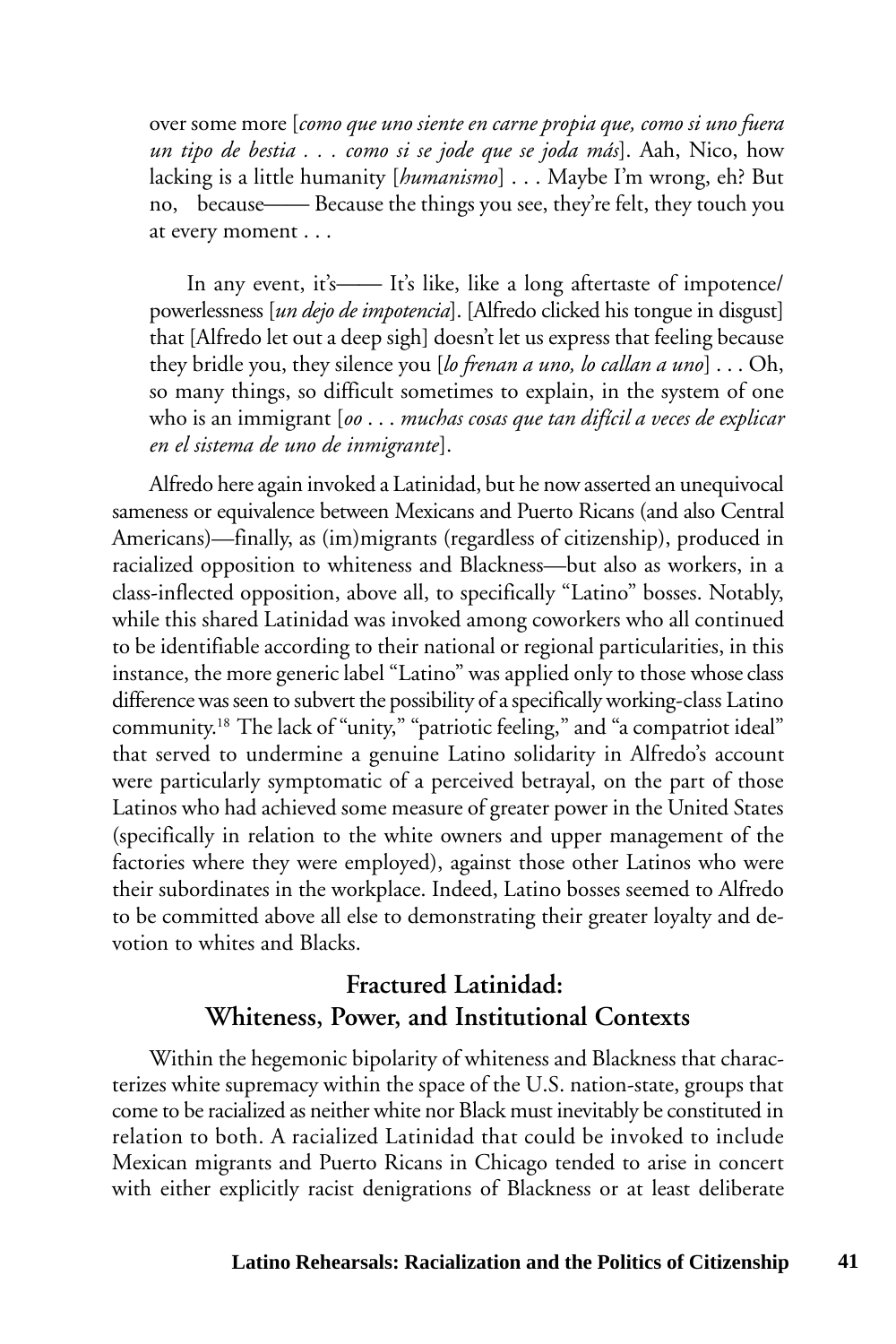over some more [*como que uno siente en carne propia que, como si uno fuera un tipo de bestia . . . como si se jode que se joda más*]. Aah, Nico, how lacking is a little humanity [*humanismo*] . . . Maybe I'm wrong, eh? But no, because—— Because the things you see, they're felt, they touch you at every moment . . .

In any event, it's—— It's like, like a long aftertaste of impotence/powerlessness [*un dejo de impotencia*]. [Alfredo clicked his tongue in disgust] that [Alfredo let out a deep sigh] doesn't let us express that feeling because they bridle you, they silence you [*lo frenan a uno, lo callan a uno*] . . . Oh, so many things, so difficult sometimes to explain, in the system of one who is an immigrant [*oo . . . muchas cosas que tan difícil a veces de explicar en el sistema de uno de inmigrante*].

Alfredo here again invoked a Latinidad, but he now asserted an unequivocal sameness or equivalence between Mexicans and Puerto Ricans (and also Central Americans)—finally, as (im)migrants (regardless of citizenship), produced in racialized opposition to whiteness and Blackness—but also as workers, in a class-inflected opposition, above all, to specifically "Latino" bosses. Notably, while this shared Latinidad was invoked among coworkers who all continued to be identifiable according to their national or regional particularities, in this instance, the more generic label "Latino" was applied only to those whose class difference was seen to subvert the possibility of a specifically working-class Latino community.[18] The lack of "unity," "patriotic feeling," and "a compatriot ideal" that served to undermine a genuine Latino solidarity in Alfredo's account were particularly symptomatic of a perceived betrayal, on the part of those Latinos who had achieved some measure of greater power in the United States (specifically in relation to the white owners and upper management of the factories where they were employed), against those other Latinos who were their subordinates in the workplace. Indeed, Latino bosses seemed to Alfredo to be committed above all else to demonstrating their greater loyalty and devotion to whites and Blacks.

## Fractured Latinidad: Whiteness, Power, and Institutional Contexts

Within the hegemonic bipolarity of whiteness and Blackness that characterizes white supremacy within the space of the U.S. nation-state, groups that come to be racialized as neither white nor Black must inevitably be constituted in relation to both. A racialized Latinidad that could be invoked to include Mexican migrants and Puerto Ricans in Chicago tended to arise in concert with either explicitly racist denigrations of Blackness or at least deliberate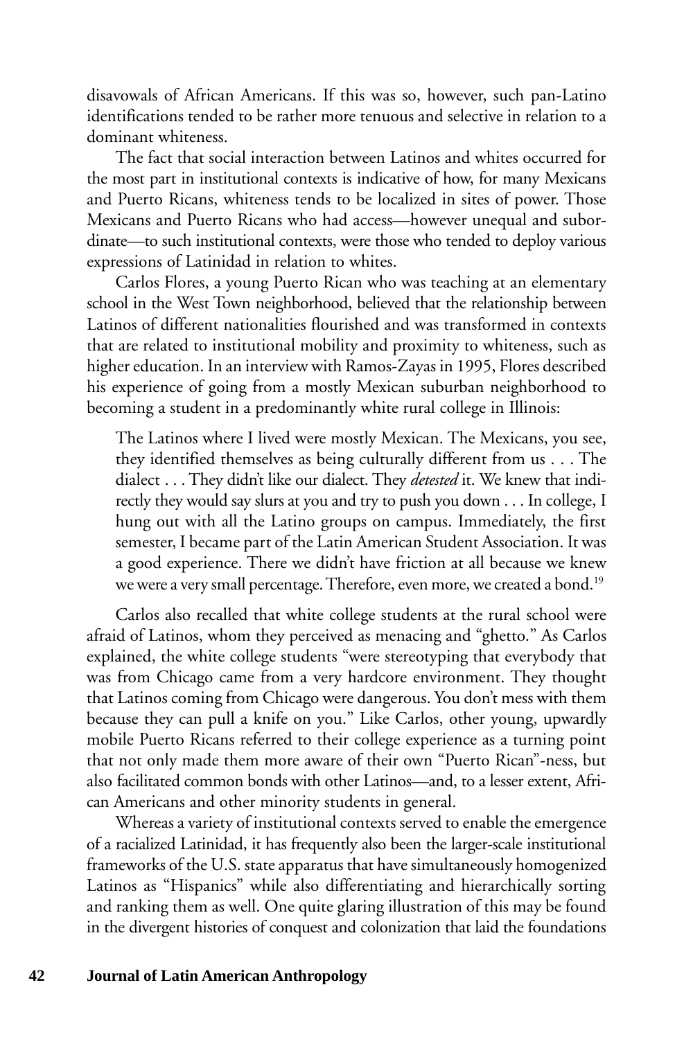disavowals of African Americans. If this was so, however, such pan-Latino identifications tended to be rather more tenuous and selective in relation to a dominant whiteness.

The fact that social interaction between Latinos and whites occurred for the most part in institutional contexts is indicative of how, for many Mexicans and Puerto Ricans, whiteness tends to be localized in sites of power. Those Mexicans and Puerto Ricans who had access—however unequal and subordinate—to such institutional contexts, were those who tended to deploy various expressions of Latinidad in relation to whites.

Carlos Flores, a young Puerto Rican who was teaching at an elementary school in the West Town neighborhood, believed that the relationship between Latinos of different nationalities flourished and was transformed in contexts that are related to institutional mobility and proximity to whiteness, such as higher education. In an interview with Ramos-Zayas in 1995, Flores described his experience of going from a mostly Mexican suburban neighborhood to becoming a student in a predominantly white rural college in Illinois:

> The Latinos where I lived were mostly Mexican. The Mexicans, you see, they identified themselves as being culturally different from us . . . The dialect . . . They didn't like our dialect. They *detested* it. We knew that indirectly they would say slurs at you and try to push you down . . . In college, I hung out with all the Latino groups on campus. Immediately, the first semester, I became part of the Latin American Student Association. It was a good experience. There we didn't have friction at all because we knew we were a very small percentage. Therefore, even more, we created a bond.[19]

Carlos also recalled that white college students at the rural school were afraid of Latinos, whom they perceived as menacing and "ghetto." As Carlos explained, the white college students "were stereotyping that everybody that was from Chicago came from a very hardcore environment. They thought that Latinos coming from Chicago were dangerous. You don't mess with them because they can pull a knife on you." Like Carlos, other young, upwardly mobile Puerto Ricans referred to their college experience as a turning point that not only made them more aware of their own "Puerto Rican"-ness, but also facilitated common bonds with other Latinos—and, to a lesser extent, African Americans and other minority students in general.

Whereas a variety of institutional contexts served to enable the emergence of a racialized Latinidad, it has frequently also been the larger-scale institutional frameworks of the U.S. state apparatus that have simultaneously homogenized Latinos as "Hispanics" while also differentiating and hierarchically sorting and ranking them as well. One quite glaring illustration of this may be found in the divergent histories of conquest and colonization that laid the foundations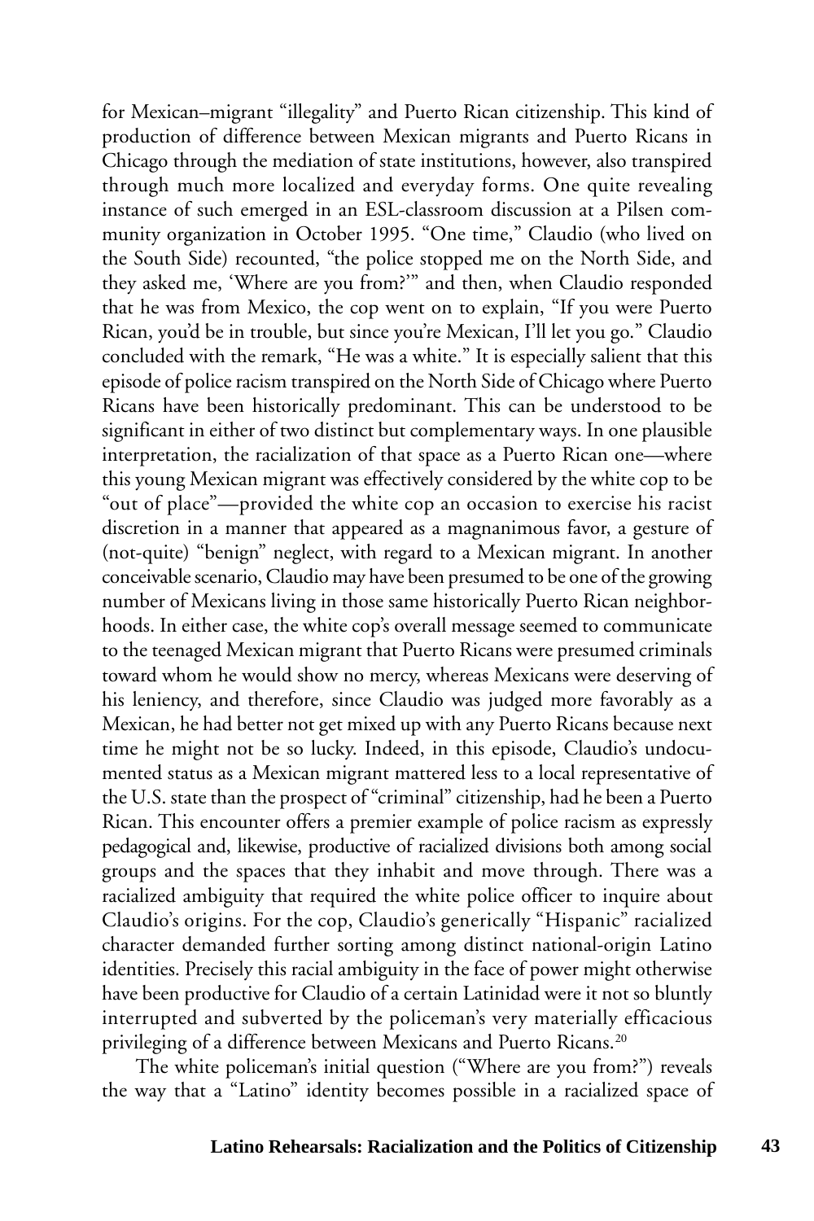for Mexican–migrant "illegality" and Puerto Rican citizenship. This kind of production of difference between Mexican migrants and Puerto Ricans in Chicago through the mediation of state institutions, however, also transpired through much more localized and everyday forms. One quite revealing instance of such emerged in an ESL-classroom discussion at a Pilsen community organization in October 1995. "One time," Claudio (who lived on the South Side) recounted, "the police stopped me on the North Side, and they asked me, 'Where are you from?'" and then, when Claudio responded that he was from Mexico, the cop went on to explain, "If you were Puerto Rican, you'd be in trouble, but since you're Mexican, I'll let you go." Claudio concluded with the remark, "He was a white." It is especially salient that this episode of police racism transpired on the North Side of Chicago where Puerto Ricans have been historically predominant. This can be understood to be significant in either of two distinct but complementary ways. In one plausible interpretation, the racialization of that space as a Puerto Rican one—where this young Mexican migrant was effectively considered by the white cop to be "out of place"—provided the white cop an occasion to exercise his racist discretion in a manner that appeared as a magnanimous favor, a gesture of (not-quite) "benign" neglect, with regard to a Mexican migrant. In another conceivable scenario, Claudio may have been presumed to be one of the growing number of Mexicans living in those same historically Puerto Rican neighborhoods. In either case, the white cop's overall message seemed to communicate to the teenaged Mexican migrant that Puerto Ricans were presumed criminals toward whom he would show no mercy, whereas Mexicans were deserving of his leniency, and therefore, since Claudio was judged more favorably as a Mexican, he had better not get mixed up with any Puerto Ricans because next time he might not be so lucky. Indeed, in this episode, Claudio's undocumented status as a Mexican migrant mattered less to a local representative of the U.S. state than the prospect of "criminal" citizenship, had he been a Puerto Rican. This encounter offers a premier example of police racism as expressly pedagogical and, likewise, productive of racialized divisions both among social groups and the spaces that they inhabit and move through. There was a racialized ambiguity that required the white police officer to inquire about Claudio's origins. For the cop, Claudio's generically "Hispanic" racialized character demanded further sorting among distinct national-origin Latino identities. Precisely this racial ambiguity in the face of power might otherwise have been productive for Claudio of a certain Latinidad were it not so bluntly interrupted and subverted by the policeman's very materially efficacious privileging of a difference between Mexicans and Puerto Ricans.[20]

The white policeman's initial question ("Where are you from?") reveals the way that a "Latino" identity becomes possible in a racialized space of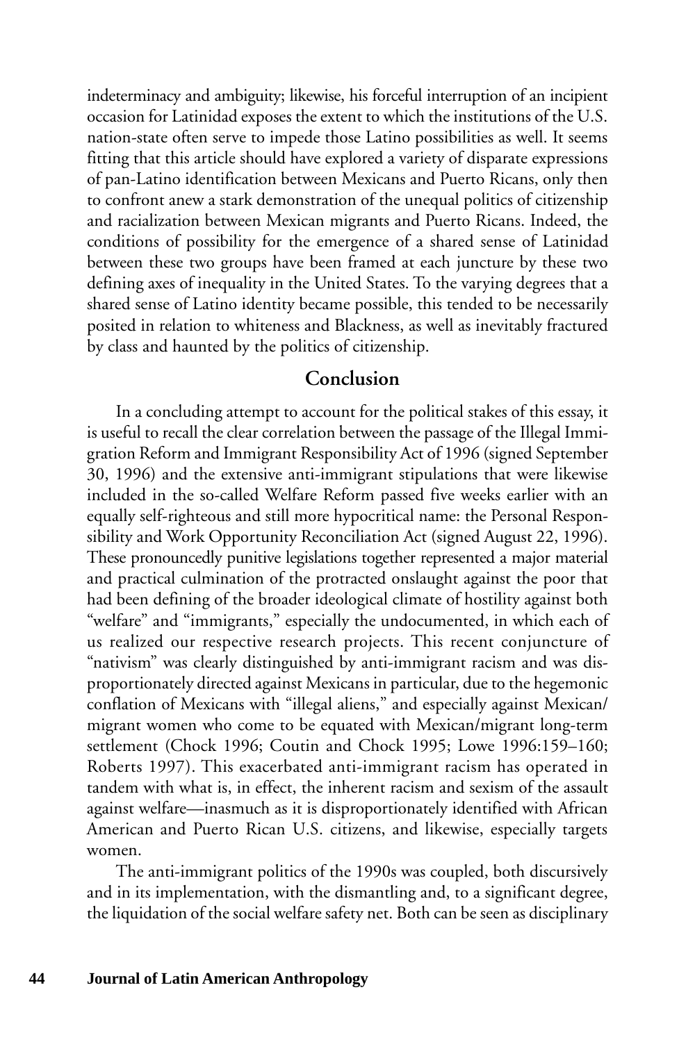indeterminacy and ambiguity; likewise, his forceful interruption of an incipient occasion for Latinidad exposes the extent to which the institutions of the U.S. nation-state often serve to impede those Latino possibilities as well. It seems fitting that this article should have explored a variety of disparate expressions of pan-Latino identification between Mexicans and Puerto Ricans, only then to confront anew a stark demonstration of the unequal politics of citizenship and racialization between Mexican migrants and Puerto Ricans. Indeed, the conditions of possibility for the emergence of a shared sense of Latinidad between these two groups have been framed at each juncture by these two defining axes of inequality in the United States. To the varying degrees that a shared sense of Latino identity became possible, this tended to be necessarily posited in relation to whiteness and Blackness, as well as inevitably fractured by class and haunted by the politics of citizenship.

## Conclusion

In a concluding attempt to account for the political stakes of this essay, it is useful to recall the clear correlation between the passage of the Illegal Immigration Reform and Immigrant Responsibility Act of 1996 (signed September 30, 1996) and the extensive anti-immigrant stipulations that were likewise included in the so-called Welfare Reform passed five weeks earlier with an equally self-righteous and still more hypocritical name: the Personal Responsibility and Work Opportunity Reconciliation Act (signed August 22, 1996). These pronouncedly punitive legislations together represented a major material and practical culmination of the protracted onslaught against the poor that had been defining of the broader ideological climate of hostility against both "welfare" and "immigrants," especially the undocumented, in which each of us realized our respective research projects. This recent conjuncture of "nativism" was clearly distinguished by anti-immigrant racism and was disproportionately directed against Mexicans in particular, due to the hegemonic conflation of Mexicans with "illegal aliens," and especially against Mexican/migrant women who come to be equated with Mexican/migrant long-term settlement (Chock 1996; Coutin and Chock 1995; Lowe 1996:159–160; Roberts 1997). This exacerbated anti-immigrant racism has operated in tandem with what is, in effect, the inherent racism and sexism of the assault against welfare—inasmuch as it is disproportionately identified with African American and Puerto Rican U.S. citizens, and likewise, especially targets women.

The anti-immigrant politics of the 1990s was coupled, both discursively and in its implementation, with the dismantling and, to a significant degree, the liquidation of the social welfare safety net. Both can be seen as disciplinary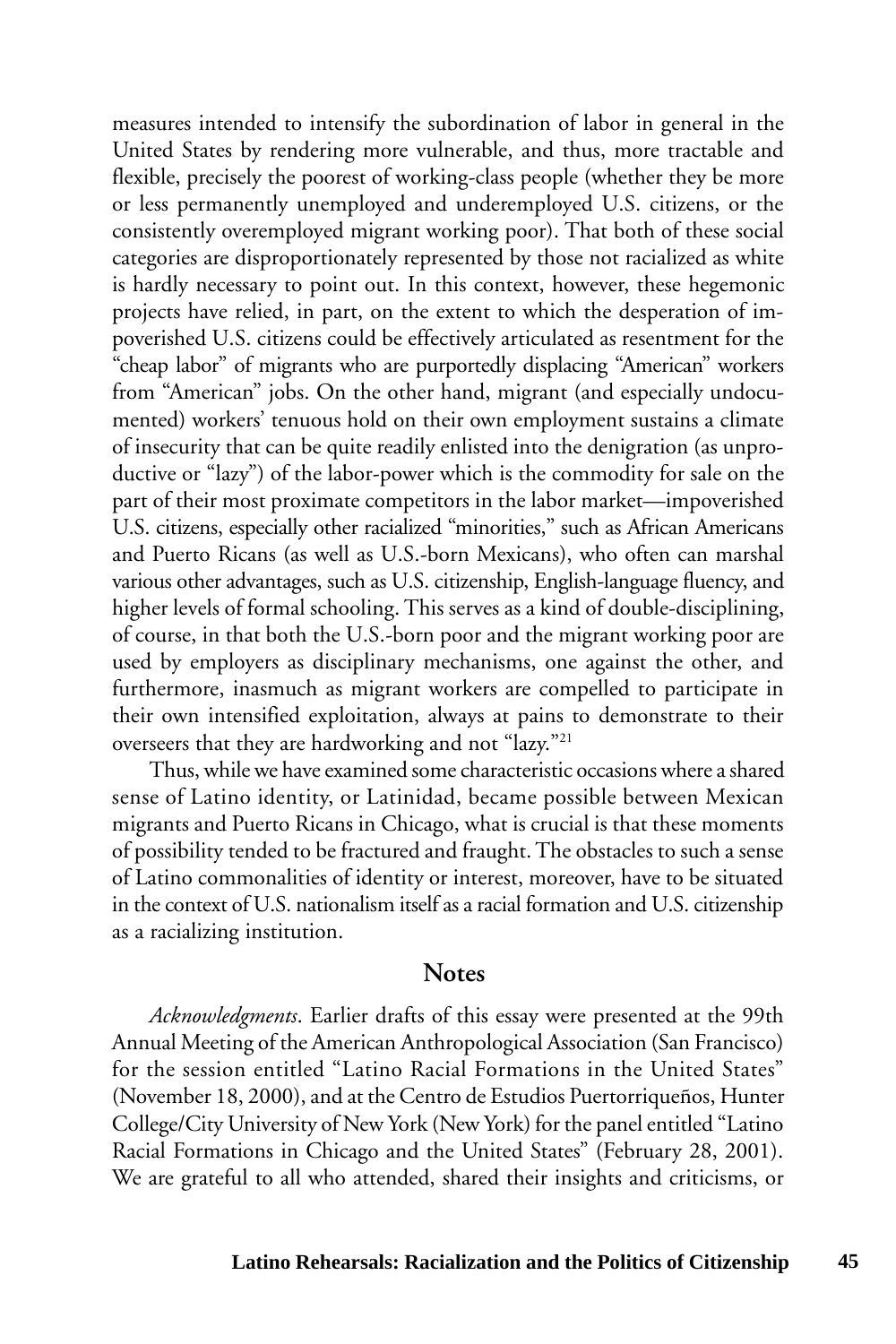measures intended to intensify the subordination of labor in general in the United States by rendering more vulnerable, and thus, more tractable and flexible, precisely the poorest of working-class people (whether they be more or less permanently unemployed and underemployed U.S. citizens, or the consistently overemployed migrant working poor). That both of these social categories are disproportionately represented by those not racialized as white is hardly necessary to point out. In this context, however, these hegemonic projects have relied, in part, on the extent to which the desperation of impoverished U.S. citizens could be effectively articulated as resentment for the "cheap labor" of migrants who are purportedly displacing "American" workers from "American" jobs. On the other hand, migrant (and especially undocumented) workers' tenuous hold on their own employment sustains a climate of insecurity that can be quite readily enlisted into the denigration (as unproductive or "lazy") of the labor-power which is the commodity for sale on the part of their most proximate competitors in the labor market—impoverished U.S. citizens, especially other racialized "minorities," such as African Americans and Puerto Ricans (as well as U.S.-born Mexicans), who often can marshal various other advantages, such as U.S. citizenship, English-language fluency, and higher levels of formal schooling. This serves as a kind of double-disciplining, of course, in that both the U.S.-born poor and the migrant working poor are used by employers as disciplinary mechanisms, one against the other, and furthermore, inasmuch as migrant workers are compelled to participate in their own intensified exploitation, always at pains to demonstrate to their overseers that they are hardworking and not "lazy."[21]

Thus, while we have examined some characteristic occasions where a shared sense of Latino identity, or Latinidad, became possible between Mexican migrants and Puerto Ricans in Chicago, what is crucial is that these moments of possibility tended to be fractured and fraught. The obstacles to such a sense of Latino commonalities of identity or interest, moreover, have to be situated in the context of U.S. nationalism itself as a racial formation and U.S. citizenship as a racializing institution.

## Notes

*Acknowledgments*. Earlier drafts of this essay were presented at the 99th Annual Meeting of the American Anthropological Association (San Francisco) for the session entitled "Latino Racial Formations in the United States" (November 18, 2000), and at the Centro de Estudios Puertorriqueños, Hunter College/City University of New York (New York) for the panel entitled "Latino Racial Formations in Chicago and the United States" (February 28, 2001). We are grateful to all who attended, shared their insights and criticisms, or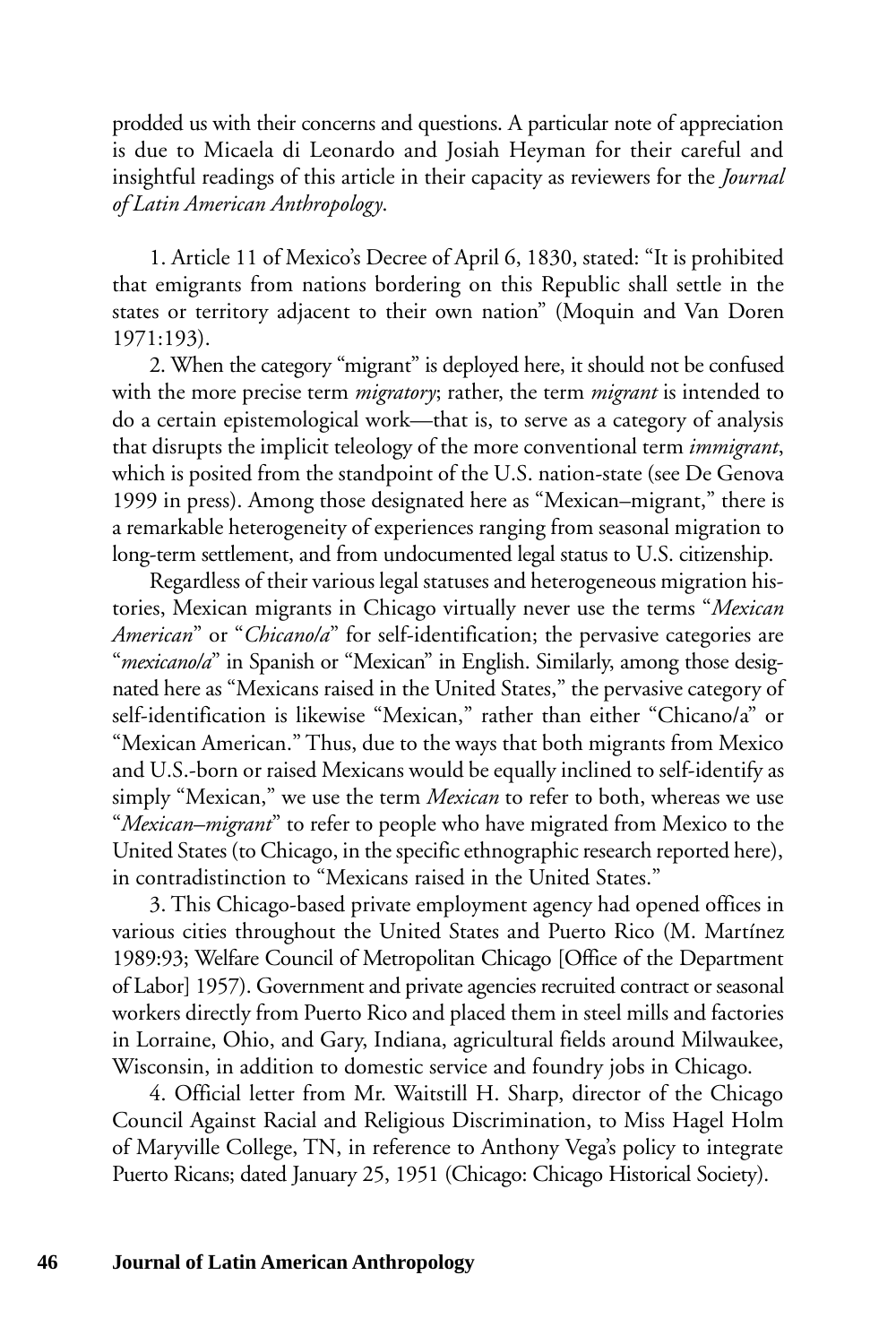prodded us with their concerns and questions. A particular note of appreciation is due to Micaela di Leonardo and Josiah Heyman for their careful and insightful readings of this article in their capacity as reviewers for the *Journal of Latin American Anthropology*.

1. Article 11 of Mexico's Decree of April 6, 1830, stated: "It is prohibited that emigrants from nations bordering on this Republic shall settle in the states or territory adjacent to their own nation" (Moquin and Van Doren 1971:193).

2. When the category "migrant" is deployed here, it should not be confused with the more precise term *migratory*; rather, the term *migrant* is intended to do a certain epistemological work—that is, to serve as a category of analysis that disrupts the implicit teleology of the more conventional term *immigrant*, which is posited from the standpoint of the U.S. nation-state (see De Genova 1999 in press). Among those designated here as "Mexican–migrant," there is a remarkable heterogeneity of experiences ranging from seasonal migration to long-term settlement, and from undocumented legal status to U.S. citizenship.

Regardless of their various legal statuses and heterogeneous migration histories, Mexican migrants in Chicago virtually never use the terms "*Mexican American*" or "*Chicano/a*" for self-identification; the pervasive categories are "*mexicano/a*" in Spanish or "Mexican" in English. Similarly, among those designated here as "Mexicans raised in the United States," the pervasive category of self-identification is likewise "Mexican," rather than either "Chicano/a" or "Mexican American." Thus, due to the ways that both migrants from Mexico and U.S.-born or raised Mexicans would be equally inclined to self-identify as simply "Mexican," we use the term *Mexican* to refer to both, whereas we use "*Mexican–migrant*" to refer to people who have migrated from Mexico to the United States (to Chicago, in the specific ethnographic research reported here), in contradistinction to "Mexicans raised in the United States."

3. This Chicago-based private employment agency had opened offices in various cities throughout the United States and Puerto Rico (M. Martínez 1989:93; Welfare Council of Metropolitan Chicago [Office of the Department of Labor] 1957). Government and private agencies recruited contract or seasonal workers directly from Puerto Rico and placed them in steel mills and factories in Lorraine, Ohio, and Gary, Indiana, agricultural fields around Milwaukee, Wisconsin, in addition to domestic service and foundry jobs in Chicago.

4. Official letter from Mr. Waitstill H. Sharp, director of the Chicago Council Against Racial and Religious Discrimination, to Miss Hagel Holm of Maryville College, TN, in reference to Anthony Vega's policy to integrate Puerto Ricans; dated January 25, 1951 (Chicago: Chicago Historical Society).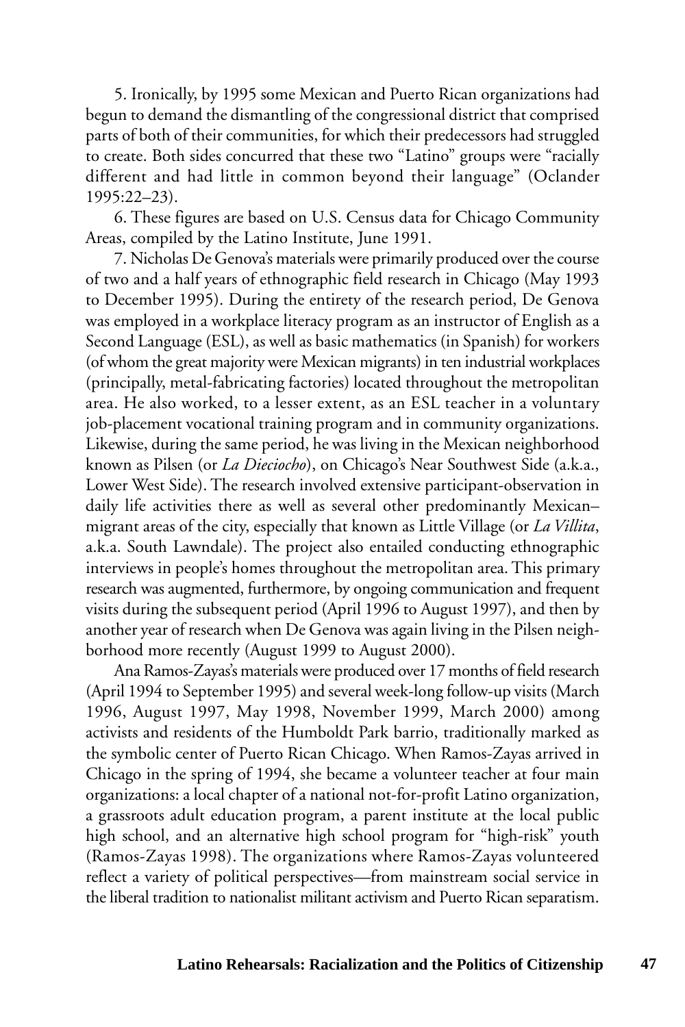5. Ironically, by 1995 some Mexican and Puerto Rican organizations had begun to demand the dismantling of the congressional district that comprised parts of both of their communities, for which their predecessors had struggled to create. Both sides concurred that these two "Latino" groups were "racially different and had little in common beyond their language" (Oclander 1995:22–23).

6. These figures are based on U.S. Census data for Chicago Community Areas, compiled by the Latino Institute, June 1991.

7. Nicholas De Genova's materials were primarily produced over the course of two and a half years of ethnographic field research in Chicago (May 1993 to December 1995). During the entirety of the research period, De Genova was employed in a workplace literacy program as an instructor of English as a Second Language (ESL), as well as basic mathematics (in Spanish) for workers (of whom the great majority were Mexican migrants) in ten industrial workplaces (principally, metal-fabricating factories) located throughout the metropolitan area. He also worked, to a lesser extent, as an ESL teacher in a voluntary job-placement vocational training program and in community organizations. Likewise, during the same period, he was living in the Mexican neighborhood known as Pilsen (or *La Dieciocho*), on Chicago's Near Southwest Side (a.k.a., Lower West Side). The research involved extensive participant-observation in daily life activities there as well as several other predominantly Mexican–migrant areas of the city, especially that known as Little Village (or *La Villita*, a.k.a. South Lawndale). The project also entailed conducting ethnographic interviews in people's homes throughout the metropolitan area. This primary research was augmented, furthermore, by ongoing communication and frequent visits during the subsequent period (April 1996 to August 1997), and then by another year of research when De Genova was again living in the Pilsen neighborhood more recently (August 1999 to August 2000).

Ana Ramos-Zayas's materials were produced over 17 months of field research (April 1994 to September 1995) and several week-long follow-up visits (March 1996, August 1997, May 1998, November 1999, March 2000) among activists and residents of the Humboldt Park barrio, traditionally marked as the symbolic center of Puerto Rican Chicago. When Ramos-Zayas arrived in Chicago in the spring of 1994, she became a volunteer teacher at four main organizations: a local chapter of a national not-for-profit Latino organization, a grassroots adult education program, a parent institute at the local public high school, and an alternative high school program for "high-risk" youth (Ramos-Zayas 1998). The organizations where Ramos-Zayas volunteered reflect a variety of political perspectives—from mainstream social service in the liberal tradition to nationalist militant activism and Puerto Rican separatism.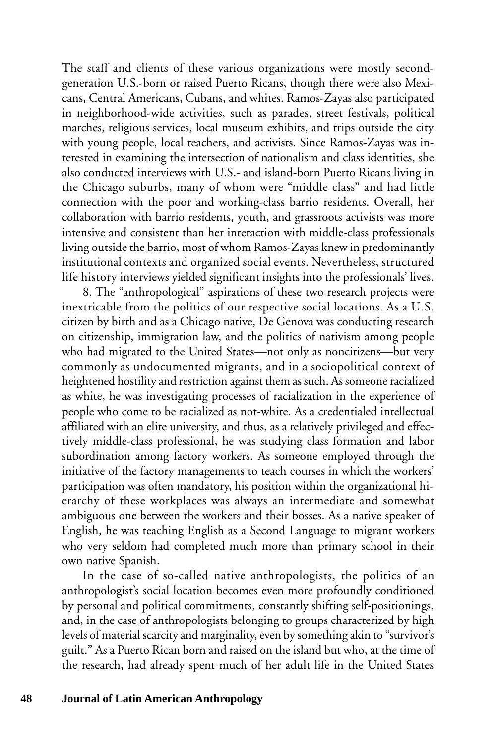The staff and clients of these various organizations were mostly second-generation U.S.-born or raised Puerto Ricans, though there were also Mexicans, Central Americans, Cubans, and whites. Ramos-Zayas also participated in neighborhood-wide activities, such as parades, street festivals, political marches, religious services, local museum exhibits, and trips outside the city with young people, local teachers, and activists. Since Ramos-Zayas was interested in examining the intersection of nationalism and class identities, she also conducted interviews with U.S.- and island-born Puerto Ricans living in the Chicago suburbs, many of whom were "middle class" and had little connection with the poor and working-class barrio residents. Overall, her collaboration with barrio residents, youth, and grassroots activists was more intensive and consistent than her interaction with middle-class professionals living outside the barrio, most of whom Ramos-Zayas knew in predominantly institutional contexts and organized social events. Nevertheless, structured life history interviews yielded significant insights into the professionals' lives.

8. The "anthropological" aspirations of these two research projects were inextricable from the politics of our respective social locations. As a U.S. citizen by birth and as a Chicago native, De Genova was conducting research on citizenship, immigration law, and the politics of nativism among people who had migrated to the United States—not only as noncitizens—but very commonly as undocumented migrants, and in a sociopolitical context of heightened hostility and restriction against them as such. As someone racialized as white, he was investigating processes of racialization in the experience of people who come to be racialized as not-white. As a credentialed intellectual affiliated with an elite university, and thus, as a relatively privileged and effectively middle-class professional, he was studying class formation and labor subordination among factory workers. As someone employed through the initiative of the factory managements to teach courses in which the workers' participation was often mandatory, his position within the organizational hierarchy of these workplaces was always an intermediate and somewhat ambiguous one between the workers and their bosses. As a native speaker of English, he was teaching English as a Second Language to migrant workers who very seldom had completed much more than primary school in their own native Spanish.

In the case of so-called native anthropologists, the politics of an anthropologist's social location becomes even more profoundly conditioned by personal and political commitments, constantly shifting self-positionings, and, in the case of anthropologists belonging to groups characterized by high levels of material scarcity and marginality, even by something akin to "survivor's guilt." As a Puerto Rican born and raised on the island but who, at the time of the research, had already spent much of her adult life in the United States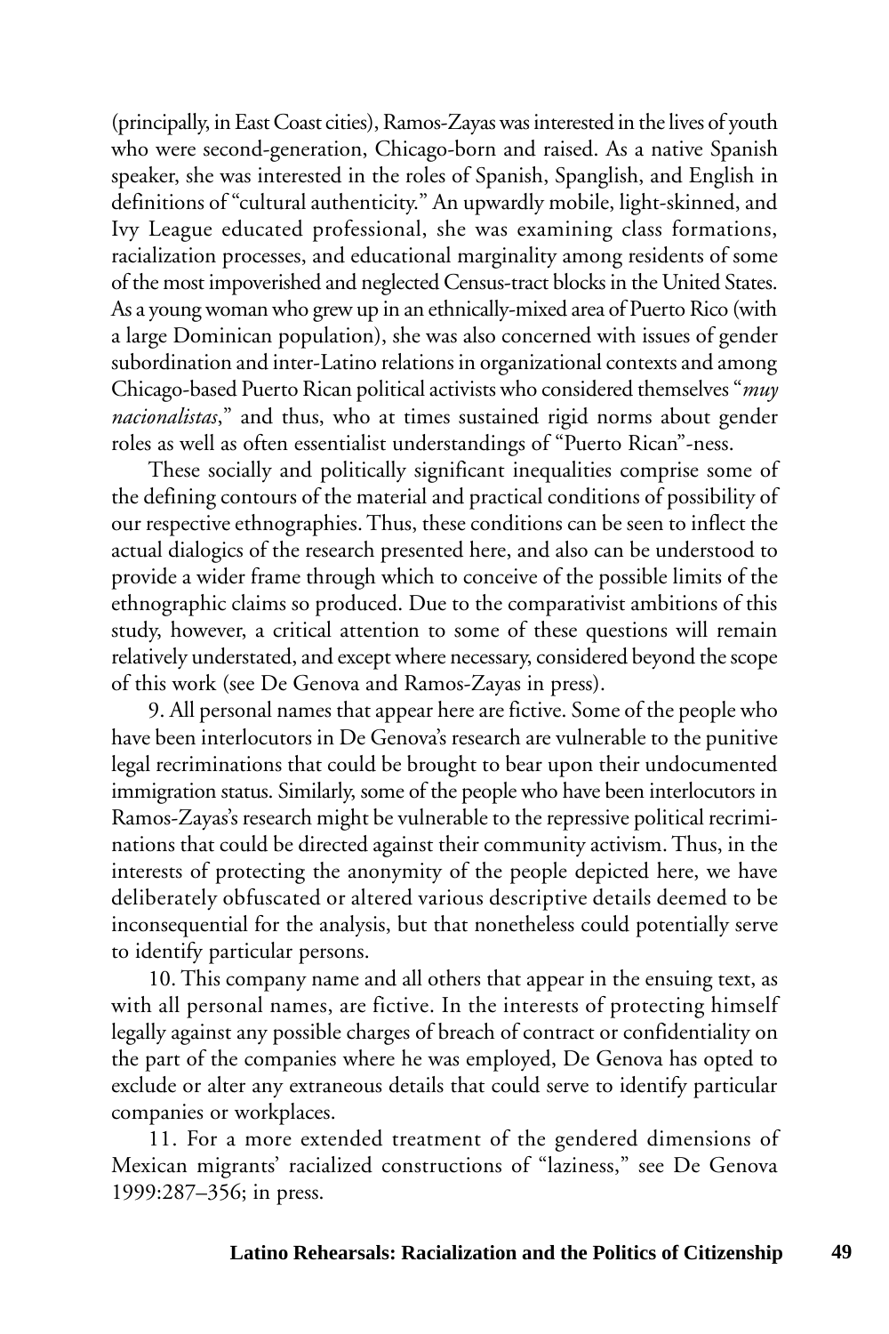(principally, in East Coast cities), Ramos-Zayas was interested in the lives of youth who were second-generation, Chicago-born and raised. As a native Spanish speaker, she was interested in the roles of Spanish, Spanglish, and English in definitions of "cultural authenticity." An upwardly mobile, light-skinned, and Ivy League educated professional, she was examining class formations, racialization processes, and educational marginality among residents of some of the most impoverished and neglected Census-tract blocks in the United States. As a young woman who grew up in an ethnically-mixed area of Puerto Rico (with a large Dominican population), she was also concerned with issues of gender subordination and inter-Latino relations in organizational contexts and among Chicago-based Puerto Rican political activists who considered themselves "*muy nacionalistas*," and thus, who at times sustained rigid norms about gender roles as well as often essentialist understandings of "Puerto Rican"-ness.

These socially and politically significant inequalities comprise some of the defining contours of the material and practical conditions of possibility of our respective ethnographies. Thus, these conditions can be seen to inflect the actual dialogics of the research presented here, and also can be understood to provide a wider frame through which to conceive of the possible limits of the ethnographic claims so produced. Due to the comparativist ambitions of this study, however, a critical attention to some of these questions will remain relatively understated, and except where necessary, considered beyond the scope of this work (see De Genova and Ramos-Zayas in press).

9. All personal names that appear here are fictive. Some of the people who have been interlocutors in De Genova's research are vulnerable to the punitive legal recriminations that could be brought to bear upon their undocumented immigration status. Similarly, some of the people who have been interlocutors in Ramos-Zayas's research might be vulnerable to the repressive political recriminations that could be directed against their community activism. Thus, in the interests of protecting the anonymity of the people depicted here, we have deliberately obfuscated or altered various descriptive details deemed to be inconsequential for the analysis, but that nonetheless could potentially serve to identify particular persons.

10. This company name and all others that appear in the ensuing text, as with all personal names, are fictive. In the interests of protecting himself legally against any possible charges of breach of contract or confidentiality on the part of the companies where he was employed, De Genova has opted to exclude or alter any extraneous details that could serve to identify particular companies or workplaces.

11. For a more extended treatment of the gendered dimensions of Mexican migrants' racialized constructions of "laziness," see De Genova 1999:287–356; in press.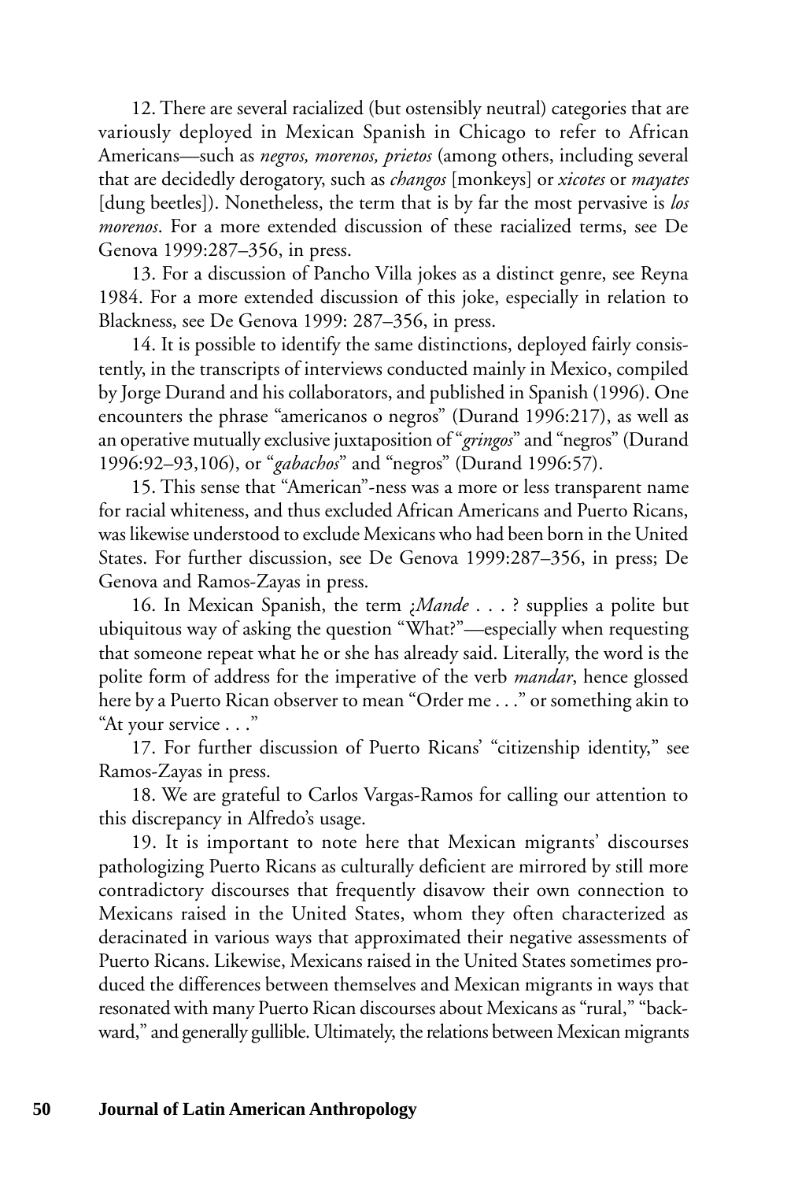12. There are several racialized (but ostensibly neutral) categories that are variously deployed in Mexican Spanish in Chicago to refer to African Americans—such as *negros, morenos, prietos* (among others, including several that are decidedly derogatory, such as *changos* [monkeys] or *xicotes* or *mayates* [dung beetles]). Nonetheless, the term that is by far the most pervasive is *los morenos*. For a more extended discussion of these racialized terms, see De Genova 1999:287–356, in press.

13. For a discussion of Pancho Villa jokes as a distinct genre, see Reyna 1984. For a more extended discussion of this joke, especially in relation to Blackness, see De Genova 1999: 287–356, in press.

14. It is possible to identify the same distinctions, deployed fairly consistently, in the transcripts of interviews conducted mainly in Mexico, compiled by Jorge Durand and his collaborators, and published in Spanish (1996). One encounters the phrase "americanos o negros" (Durand 1996:217), as well as an operative mutually exclusive juxtaposition of "*gringos*" and "negros" (Durand 1996:92–93,106), or "*gabachos*" and "negros" (Durand 1996:57).

15. This sense that "American"-ness was a more or less transparent name for racial whiteness, and thus excluded African Americans and Puerto Ricans, was likewise understood to exclude Mexicans who had been born in the United States. For further discussion, see De Genova 1999:287–356, in press; De Genova and Ramos-Zayas in press.

16. In Mexican Spanish, the term *¿Mande . . . ?* supplies a polite but ubiquitous way of asking the question "What?"—especially when requesting that someone repeat what he or she has already said. Literally, the word is the polite form of address for the imperative of the verb *mandar*, hence glossed here by a Puerto Rican observer to mean "Order me . . ." or something akin to "At your service . . ."

17. For further discussion of Puerto Ricans' "citizenship identity," see Ramos-Zayas in press.

18. We are grateful to Carlos Vargas-Ramos for calling our attention to this discrepancy in Alfredo's usage.

19. It is important to note here that Mexican migrants' discourses pathologizing Puerto Ricans as culturally deficient are mirrored by still more contradictory discourses that frequently disavow their own connection to Mexicans raised in the United States, whom they often characterized as deracinated in various ways that approximated their negative assessments of Puerto Ricans. Likewise, Mexicans raised in the United States sometimes produced the differences between themselves and Mexican migrants in ways that resonated with many Puerto Rican discourses about Mexicans as "rural," "backward," and generally gullible. Ultimately, the relations between Mexican migrants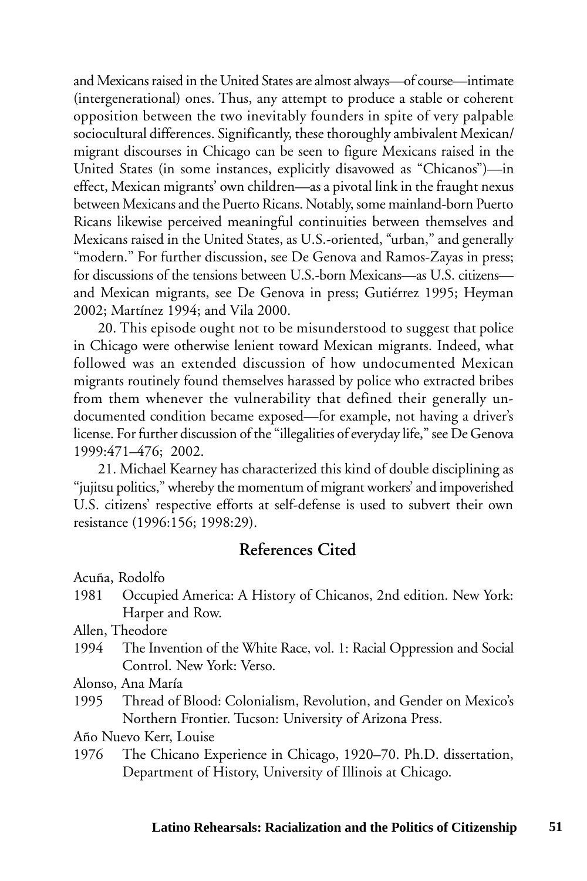and Mexicans raised in the United States are almost always—of course—intimate (intergenerational) ones. Thus, any attempt to produce a stable or coherent opposition between the two inevitably founders in spite of very palpable sociocultural differences. Significantly, these thoroughly ambivalent Mexican/migrant discourses in Chicago can be seen to figure Mexicans raised in the United States (in some instances, explicitly disavowed as "Chicanos")—in effect, Mexican migrants' own children—as a pivotal link in the fraught nexus between Mexicans and the Puerto Ricans. Notably, some mainland-born Puerto Ricans likewise perceived meaningful continuities between themselves and Mexicans raised in the United States, as U.S.-oriented, "urban," and generally "modern." For further discussion, see De Genova and Ramos-Zayas in press; for discussions of the tensions between U.S.-born Mexicans—as U.S. citizens—and Mexican migrants, see De Genova in press; Gutiérrez 1995; Heyman 2002; Martínez 1994; and Vila 2000.

20. This episode ought not to be misunderstood to suggest that police in Chicago were otherwise lenient toward Mexican migrants. Indeed, what followed was an extended discussion of how undocumented Mexican migrants routinely found themselves harassed by police who extracted bribes from them whenever the vulnerability that defined their generally undocumented condition became exposed—for example, not having a driver's license. For further discussion of the "illegalities of everyday life," see De Genova 1999:471–476; 2002.

21. Michael Kearney has characterized this kind of double disciplining as "jujitsu politics," whereby the momentum of migrant workers' and impoverished U.S. citizens' respective efforts at self-defense is used to subvert their own resistance (1996:156; 1998:29).

## References Cited

Acuña, Rodolfo

1981 Occupied America: A History of Chicanos, 2nd edition. New York: Harper and Row.

Allen, Theodore

1994 The Invention of the White Race, vol. 1: Racial Oppression and Social Control. New York: Verso.

Alonso, Ana María

1995 Thread of Blood: Colonialism, Revolution, and Gender on Mexico's Northern Frontier. Tucson: University of Arizona Press.

Año Nuevo Kerr, Louise

1976 The Chicano Experience in Chicago, 1920–70. Ph.D. dissertation, Department of History, University of Illinois at Chicago.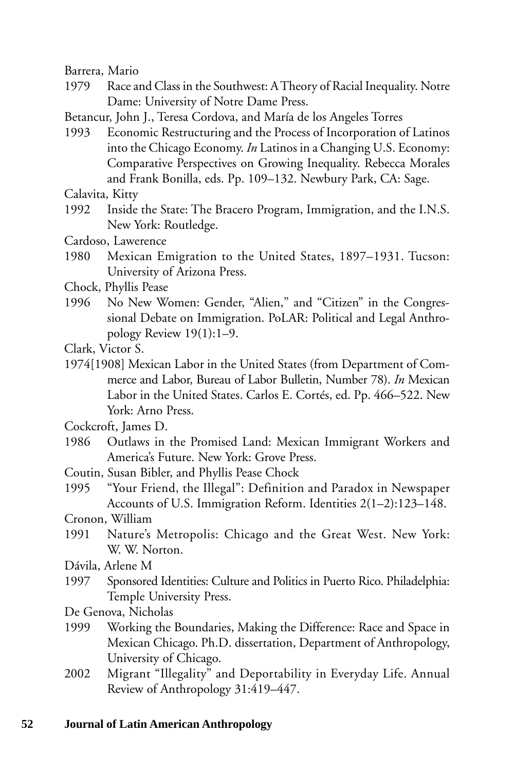Barrera, Mario

1979 Race and Class in the Southwest: A Theory of Racial Inequality. Notre Dame: University of Notre Dame Press.

Betancur, John J., Teresa Cordova, and María de los Angeles Torres

1993 Economic Restructuring and the Process of Incorporation of Latinos into the Chicago Economy. *In* Latinos in a Changing U.S. Economy: Comparative Perspectives on Growing Inequality. Rebecca Morales and Frank Bonilla, eds. Pp. 109–132. Newbury Park, CA: Sage.

Calavita, Kitty

1992 Inside the State: The Bracero Program, Immigration, and the I.N.S. New York: Routledge.

Cardoso, Lawerence

1980 Mexican Emigration to the United States, 1897–1931. Tucson: University of Arizona Press.

Chock, Phyllis Pease

1996 No New Women: Gender, "Alien," and "Citizen" in the Congressional Debate on Immigration. PoLAR: Political and Legal Anthropology Review 19(1):1–9.

Clark, Victor S.

1974[1908] Mexican Labor in the United States (from Department of Commerce and Labor, Bureau of Labor Bulletin, Number 78). *In* Mexican Labor in the United States. Carlos E. Cortés, ed. Pp. 466–522. New York: Arno Press.

Cockcroft, James D.

1986 Outlaws in the Promised Land: Mexican Immigrant Workers and America's Future. New York: Grove Press.

Coutin, Susan Bibler, and Phyllis Pease Chock

1995 "Your Friend, the Illegal": Definition and Paradox in Newspaper Accounts of U.S. Immigration Reform. Identities 2(1–2):123–148.

Cronon, William

1991 Nature's Metropolis: Chicago and the Great West. New York: W. W. Norton.

Dávila, Arlene M

1997 Sponsored Identities: Culture and Politics in Puerto Rico. Philadelphia: Temple University Press.

De Genova, Nicholas

1999 Working the Boundaries, Making the Difference: Race and Space in Mexican Chicago. Ph.D. dissertation, Department of Anthropology, University of Chicago.

2002 Migrant "Illegality" and Deportability in Everyday Life. Annual Review of Anthropology 31:419–447.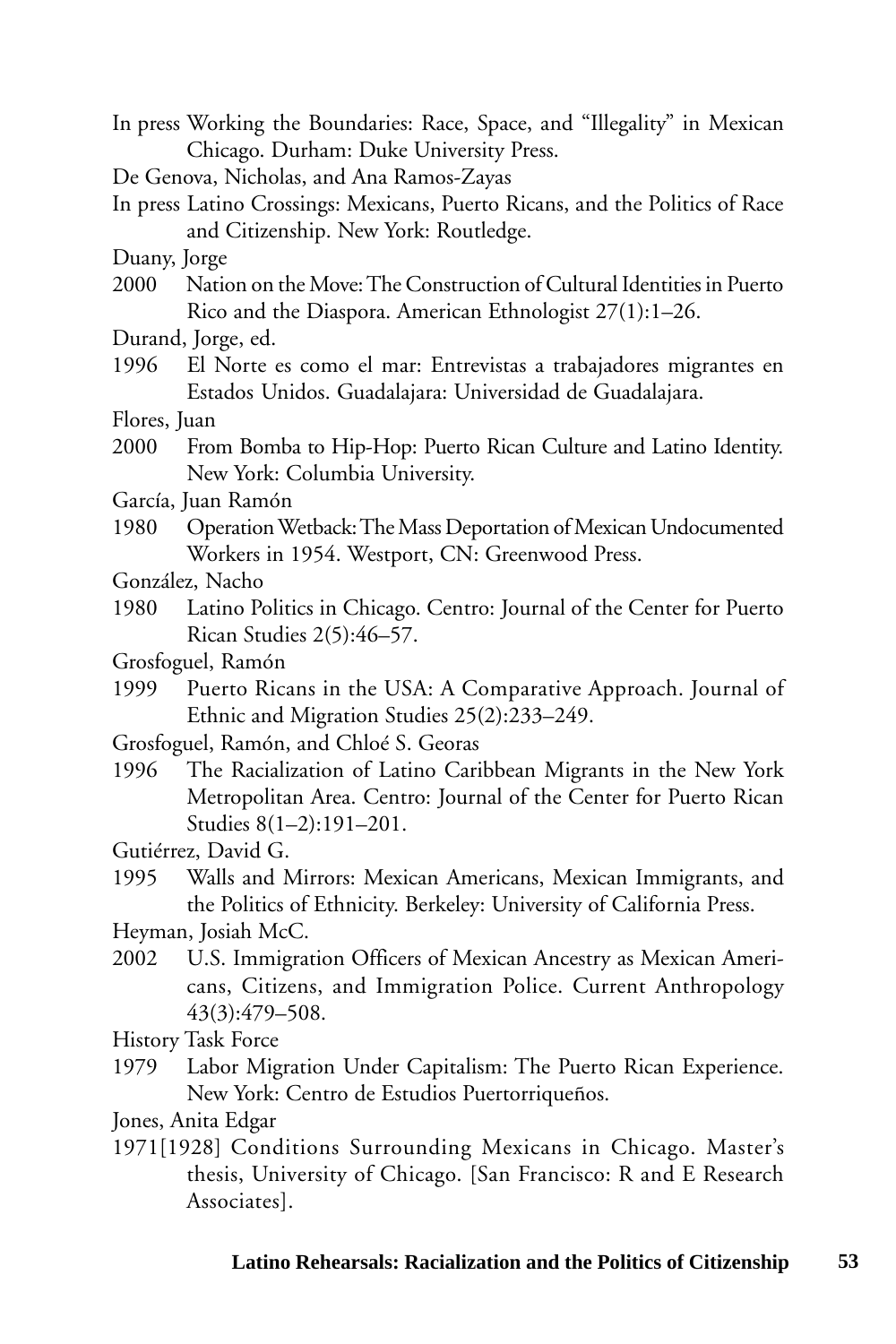In press Working the Boundaries: Race, Space, and "Illegality" in Mexican Chicago. Durham: Duke University Press.

De Genova, Nicholas, and Ana Ramos-Zayas

In press Latino Crossings: Mexicans, Puerto Ricans, and the Politics of Race and Citizenship. New York: Routledge.

Duany, Jorge

2000 Nation on the Move: The Construction of Cultural Identities in Puerto Rico and the Diaspora. American Ethnologist 27(1):1–26.

Durand, Jorge, ed.

1996 El Norte es como el mar: Entrevistas a trabajadores migrantes en Estados Unidos. Guadalajara: Universidad de Guadalajara.

Flores, Juan

2000 From Bomba to Hip-Hop: Puerto Rican Culture and Latino Identity. New York: Columbia University.

García, Juan Ramón

1980 Operation Wetback: The Mass Deportation of Mexican Undocumented Workers in 1954. Westport, CN: Greenwood Press.

González, Nacho

1980 Latino Politics in Chicago. Centro: Journal of the Center for Puerto Rican Studies 2(5):46–57.

Grosfoguel, Ramón

1999 Puerto Ricans in the USA: A Comparative Approach. Journal of Ethnic and Migration Studies 25(2):233–249.

Grosfoguel, Ramón, and Chloé S. Georas

1996 The Racialization of Latino Caribbean Migrants in the New York Metropolitan Area. Centro: Journal of the Center for Puerto Rican Studies 8(1–2):191–201.

Gutiérrez, David G.

1995 Walls and Mirrors: Mexican Americans, Mexican Immigrants, and the Politics of Ethnicity. Berkeley: University of California Press.

Heyman, Josiah McC.

2002 U.S. Immigration Officers of Mexican Ancestry as Mexican Americans, Citizens, and Immigration Police. Current Anthropology 43(3):479–508.

History Task Force

1979 Labor Migration Under Capitalism: The Puerto Rican Experience. New York: Centro de Estudios Puertorriqueños.

Jones, Anita Edgar

1971[1928] Conditions Surrounding Mexicans in Chicago. Master's thesis, University of Chicago. [San Francisco: R and E Research Associates].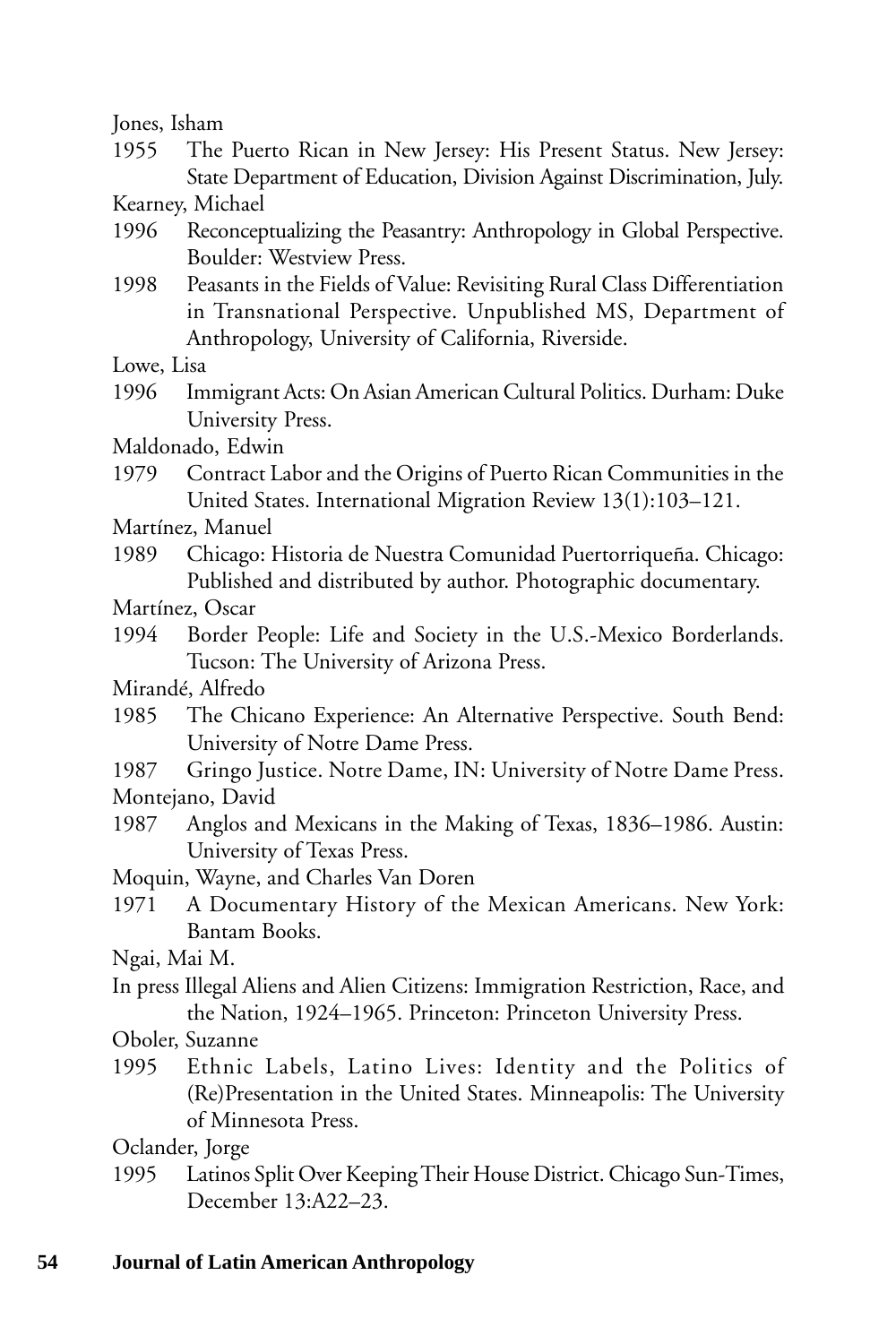Jones, Isham

1955 The Puerto Rican in New Jersey: His Present Status. New Jersey: State Department of Education, Division Against Discrimination, July.

Kearney, Michael

1996 Reconceptualizing the Peasantry: Anthropology in Global Perspective. Boulder: Westview Press.

1998 Peasants in the Fields of Value: Revisiting Rural Class Differentiation in Transnational Perspective. Unpublished MS, Department of Anthropology, University of California, Riverside.

Lowe, Lisa

1996 Immigrant Acts: On Asian American Cultural Politics. Durham: Duke University Press.

Maldonado, Edwin

1979 Contract Labor and the Origins of Puerto Rican Communities in the United States. International Migration Review 13(1):103–121.

Martínez, Manuel

1989 Chicago: Historia de Nuestra Comunidad Puertorriqueña. Chicago: Published and distributed by author. Photographic documentary.

Martínez, Oscar

1994 Border People: Life and Society in the U.S.-Mexico Borderlands. Tucson: The University of Arizona Press.

Mirandé, Alfredo

1985 The Chicano Experience: An Alternative Perspective. South Bend: University of Notre Dame Press.

1987 Gringo Justice. Notre Dame, IN: University of Notre Dame Press.

Montejano, David

1987 Anglos and Mexicans in the Making of Texas, 1836–1986. Austin: University of Texas Press.

Moquin, Wayne, and Charles Van Doren

1971 A Documentary History of the Mexican Americans. New York: Bantam Books.

Ngai, Mai M.

In press Illegal Aliens and Alien Citizens: Immigration Restriction, Race, and the Nation, 1924–1965. Princeton: Princeton University Press.

Oboler, Suzanne

1995 Ethnic Labels, Latino Lives: Identity and the Politics of (Re)Presentation in the United States. Minneapolis: The University of Minnesota Press.

Oclander, Jorge

1995 Latinos Split Over Keeping Their House District. Chicago Sun-Times, December 13:A22–23.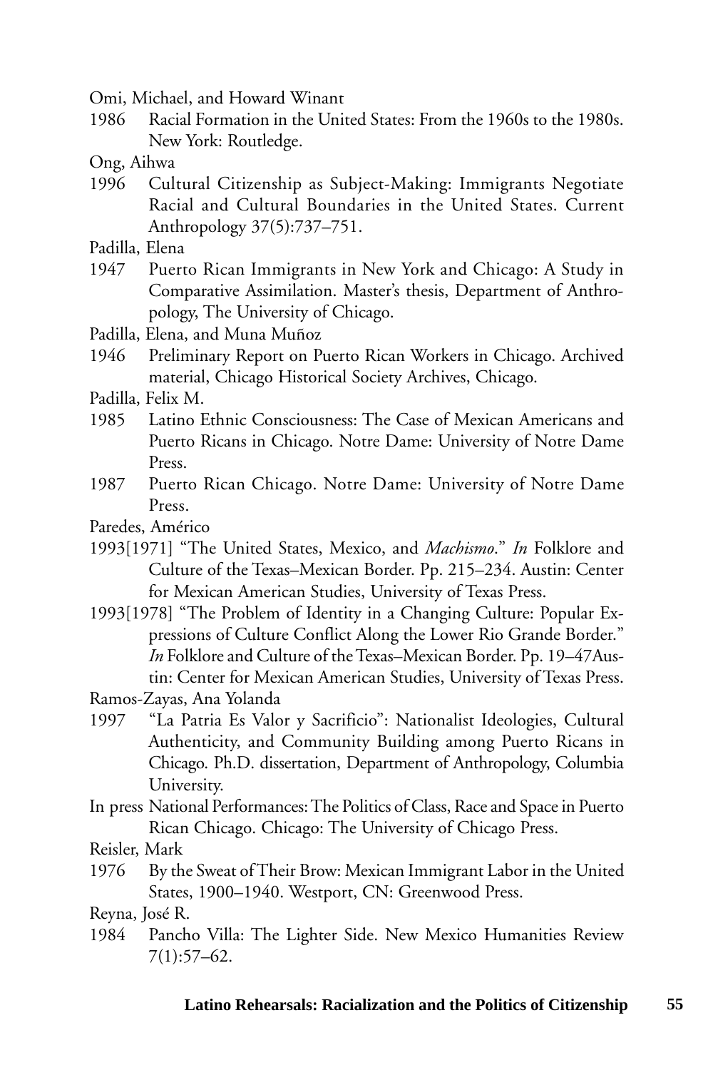Omi, Michael, and Howard Winant

1986 Racial Formation in the United States: From the 1960s to the 1980s. New York: Routledge.

Ong, Aihwa

1996 Cultural Citizenship as Subject-Making: Immigrants Negotiate Racial and Cultural Boundaries in the United States. Current Anthropology 37(5):737–751.

Padilla, Elena

1947 Puerto Rican Immigrants in New York and Chicago: A Study in Comparative Assimilation. Master's thesis, Department of Anthropology, The University of Chicago.

Padilla, Elena, and Muna Muñoz

1946 Preliminary Report on Puerto Rican Workers in Chicago. Archived material, Chicago Historical Society Archives, Chicago.

Padilla, Felix M.

1985 Latino Ethnic Consciousness: The Case of Mexican Americans and Puerto Ricans in Chicago. Notre Dame: University of Notre Dame Press.

1987 Puerto Rican Chicago. Notre Dame: University of Notre Dame Press.

Paredes, Américo

1993[1971] "The United States, Mexico, and *Machismo*." *In* Folklore and Culture of the Texas–Mexican Border. Pp. 215–234. Austin: Center for Mexican American Studies, University of Texas Press.

1993[1978] "The Problem of Identity in a Changing Culture: Popular Expressions of Culture Conflict Along the Lower Rio Grande Border." *In* Folklore and Culture of the Texas–Mexican Border. Pp. 19–47Austin: Center for Mexican American Studies, University of Texas Press.

Ramos-Zayas, Ana Yolanda

1997 "La Patria Es Valor y Sacrificio": Nationalist Ideologies, Cultural Authenticity, and Community Building among Puerto Ricans in Chicago. Ph.D. dissertation, Department of Anthropology, Columbia University.

In press National Performances: The Politics of Class, Race and Space in Puerto Rican Chicago. Chicago: The University of Chicago Press.

Reisler, Mark

1976 By the Sweat of Their Brow: Mexican Immigrant Labor in the United States, 1900–1940. Westport, CN: Greenwood Press.

Reyna, José R.

1984 Pancho Villa: The Lighter Side. New Mexico Humanities Review 7(1):57–62.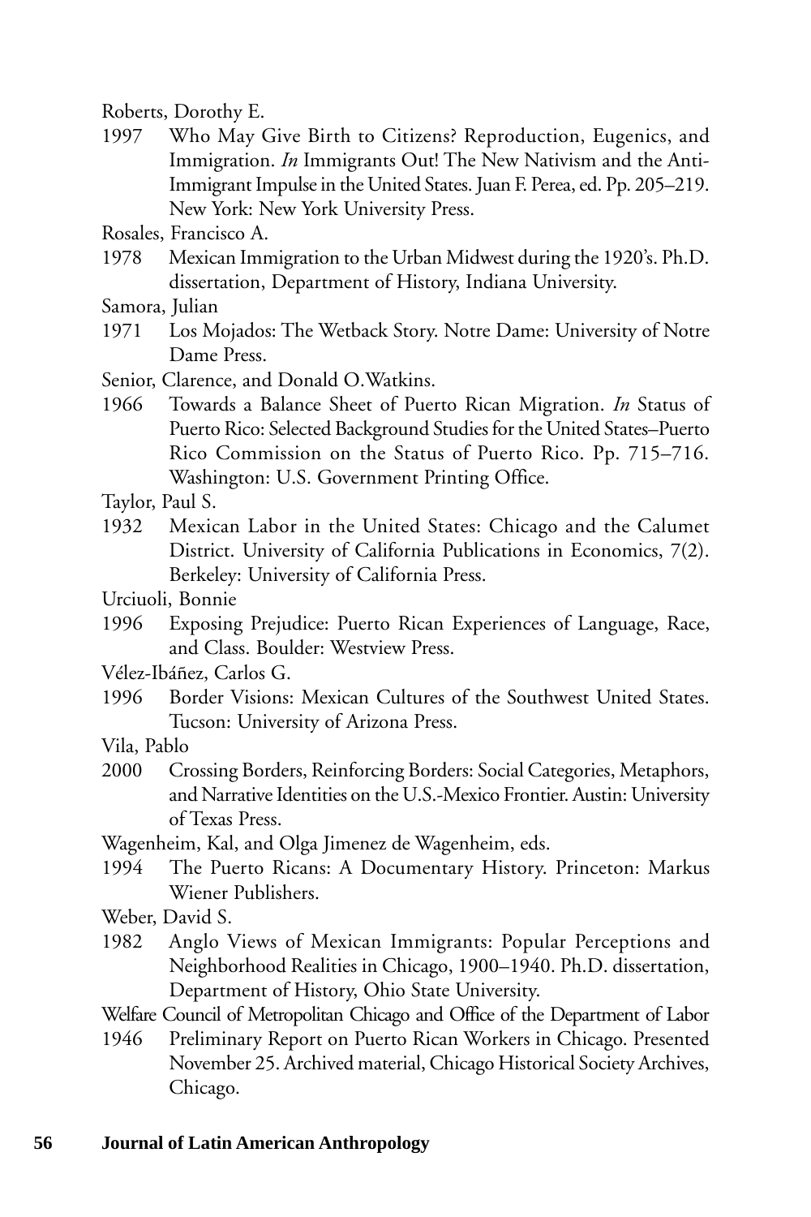Roberts, Dorothy E.

1997 Who May Give Birth to Citizens? Reproduction, Eugenics, and Immigration. *In* Immigrants Out! The New Nativism and the Anti-Immigrant Impulse in the United States. Juan F. Perea, ed. Pp. 205–219. New York: New York University Press.

Rosales, Francisco A.

1978 Mexican Immigration to the Urban Midwest during the 1920's. Ph.D. dissertation, Department of History, Indiana University.

Samora, Julian

1971 Los Mojados: The Wetback Story. Notre Dame: University of Notre Dame Press.

Senior, Clarence, and Donald O.Watkins.

1966 Towards a Balance Sheet of Puerto Rican Migration. *In* Status of Puerto Rico: Selected Background Studies for the United States–Puerto Rico Commission on the Status of Puerto Rico. Pp. 715–716. Washington: U.S. Government Printing Office.

Taylor, Paul S.

1932 Mexican Labor in the United States: Chicago and the Calumet District. University of California Publications in Economics, 7(2). Berkeley: University of California Press.

Urciuoli, Bonnie

1996 Exposing Prejudice: Puerto Rican Experiences of Language, Race, and Class. Boulder: Westview Press.

Vélez-Ibáñez, Carlos G.

1996 Border Visions: Mexican Cultures of the Southwest United States. Tucson: University of Arizona Press.

Vila, Pablo

2000 Crossing Borders, Reinforcing Borders: Social Categories, Metaphors, and Narrative Identities on the U.S.-Mexico Frontier. Austin: University of Texas Press.

Wagenheim, Kal, and Olga Jimenez de Wagenheim, eds.

1994 The Puerto Ricans: A Documentary History. Princeton: Markus Wiener Publishers.

Weber, David S.

1982 Anglo Views of Mexican Immigrants: Popular Perceptions and Neighborhood Realities in Chicago, 1900–1940. Ph.D. dissertation, Department of History, Ohio State University.

Welfare Council of Metropolitan Chicago and Office of the Department of Labor

1946 Preliminary Report on Puerto Rican Workers in Chicago. Presented November 25. Archived material, Chicago Historical Society Archives, Chicago.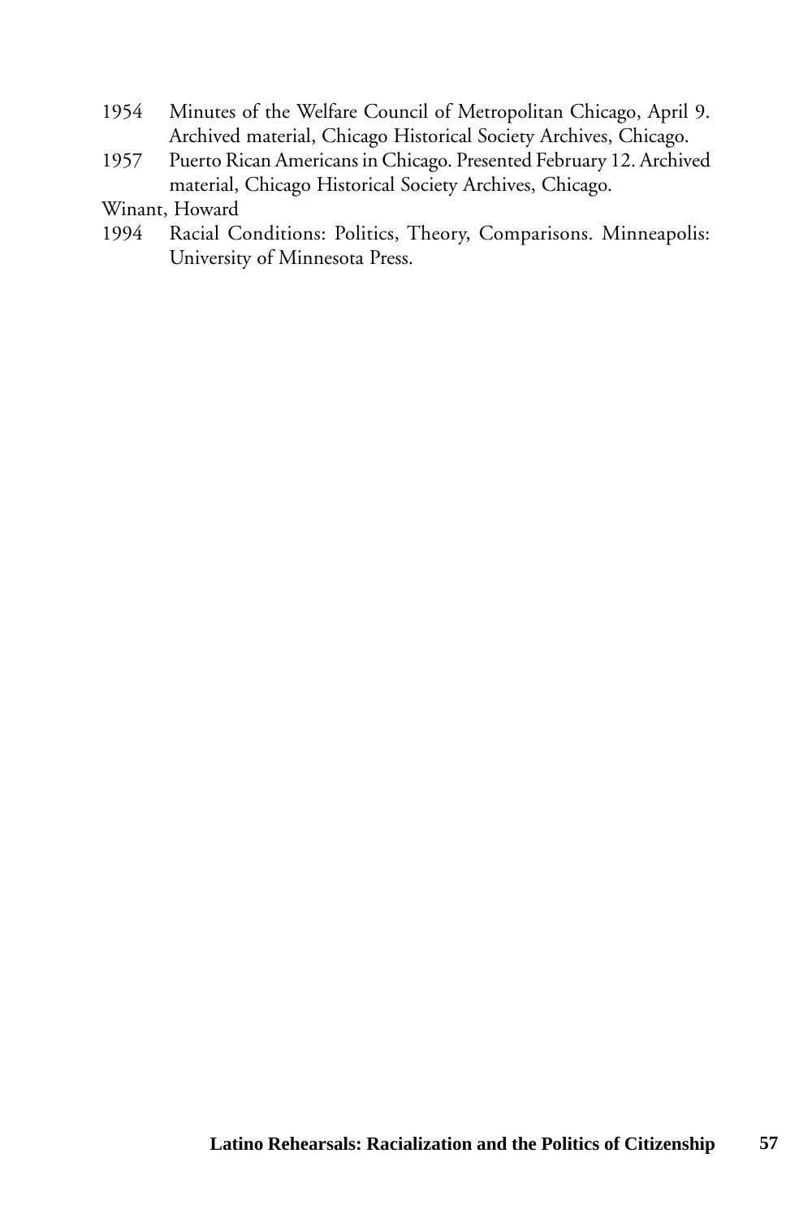1954 Minutes of the Welfare Council of Metropolitan Chicago, April 9. Archived material, Chicago Historical Society Archives, Chicago.

1957 Puerto Rican Americans in Chicago. Presented February 12. Archived material, Chicago Historical Society Archives, Chicago.

Winant, Howard

1994 Racial Conditions: Politics, Theory, Comparisons. Minneapolis: University of Minnesota Press.